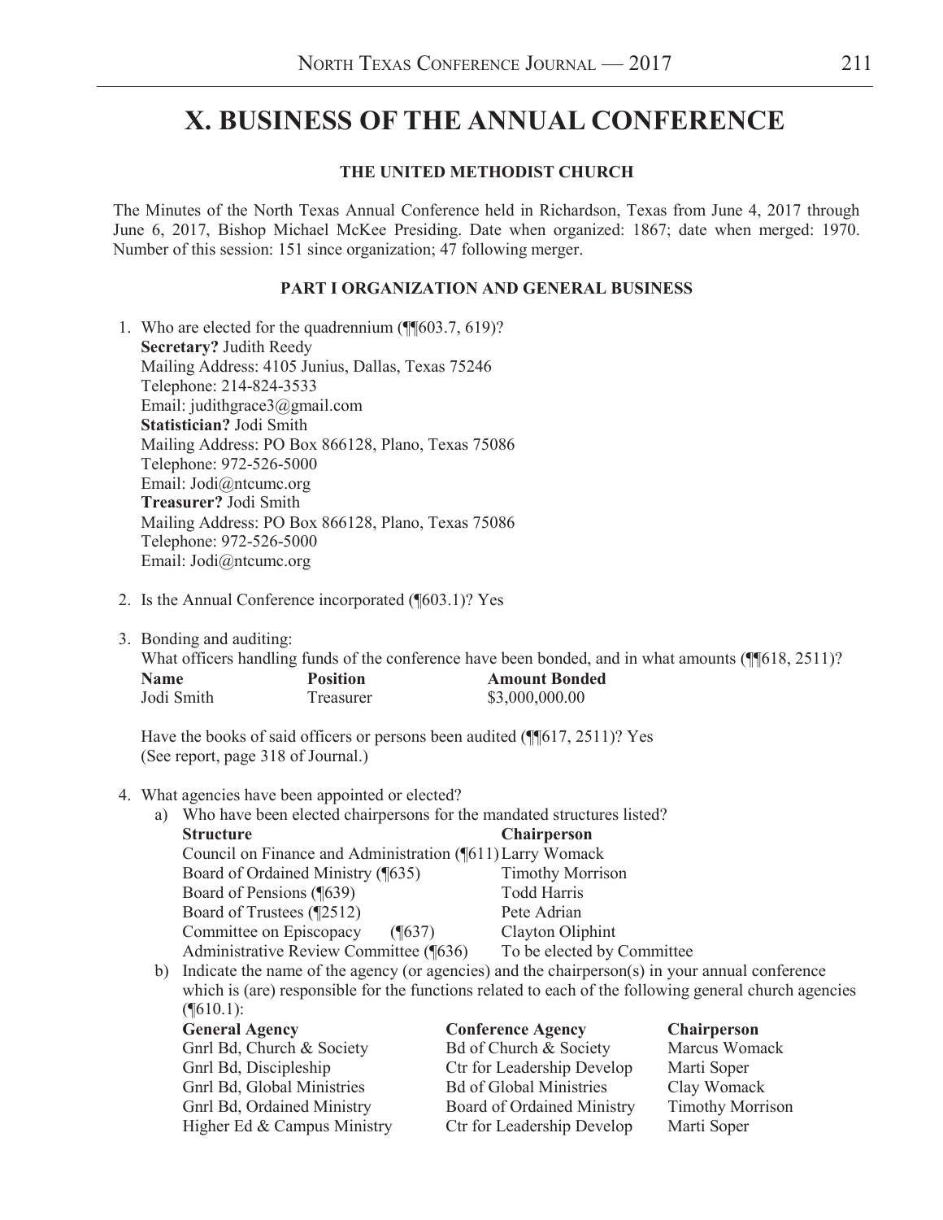# X. BUSINESS OF THE ANNUAL CONFERENCE

### THE UNITED METHODIST CHURCH

The Minutes of the North Texas Annual Conference held in Richardson, Texas from June 4, 2017 through June 6, 2017, Bishop Michael McKee Presiding. Date when organized: 1867; date when merged: 1970. Number of this session: 151 since organization; 47 following merger.

### PART I ORGANIZATION AND GENERAL BUSINESS

1. Who are elected for the quadrennium (¶¶603.7, 619)?
   **Secretary?** Judith Reedy
   Mailing Address: 4105 Junius, Dallas, Texas 75246
   Telephone: 214-824-3533
   Email: judithgrace3@gmail.com
   **Statistician?** Jodi Smith
   Mailing Address: PO Box 866128, Plano, Texas 75086
   Telephone: 972-526-5000
   Email: Jodi@ntcumc.org
   **Treasurer?** Jodi Smith
   Mailing Address: PO Box 866128, Plano, Texas 75086
   Telephone: 972-526-5000
   Email: Jodi@ntcumc.org

2. Is the Annual Conference incorporated (¶603.1)? Yes

3. Bonding and auditing:
   What officers handling funds of the conference have been bonded, and in what amounts (¶¶618, 2511)?

   | Name | Position | Amount Bonded |
   |---|---|---|
   | Jodi Smith | Treasurer | $3,000,000.00 |

   Have the books of said officers or persons been audited (¶¶617, 2511)? Yes
   (See report, page 318 of Journal.)

4. What agencies have been appointed or elected?
   a) Who have been elected chairpersons for the mandated structures listed?

   | Structure | Chairperson |
   |---|---|
   | Council on Finance and Administration (¶611) | Larry Womack |
   | Board of Ordained Ministry (¶635) | Timothy Morrison |
   | Board of Pensions (¶639) | Todd Harris |
   | Board of Trustees (¶2512) | Pete Adrian |
   | Committee on Episcopacy (¶637) | Clayton Oliphint |
   | Administrative Review Committee (¶636) | To be elected by Committee |

   b) Indicate the name of the agency (or agencies) and the chairperson(s) in your annual conference which is (are) responsible for the functions related to each of the following general church agencies (¶610.1):

   | General Agency | Conference Agency | Chairperson |
   |---|---|---|
   | Gnrl Bd, Church & Society | Bd of Church & Society | Marcus Womack |
   | Gnrl Bd, Discipleship | Ctr for Leadership Develop | Marti Soper |
   | Gnrl Bd, Global Ministries | Bd of Global Ministries | Clay Womack |
   | Gnrl Bd, Ordained Ministry | Board of Ordained Ministry | Timothy Morrison |
   | Higher Ed & Campus Ministry | Ctr for Leadership Develop | Marti Soper |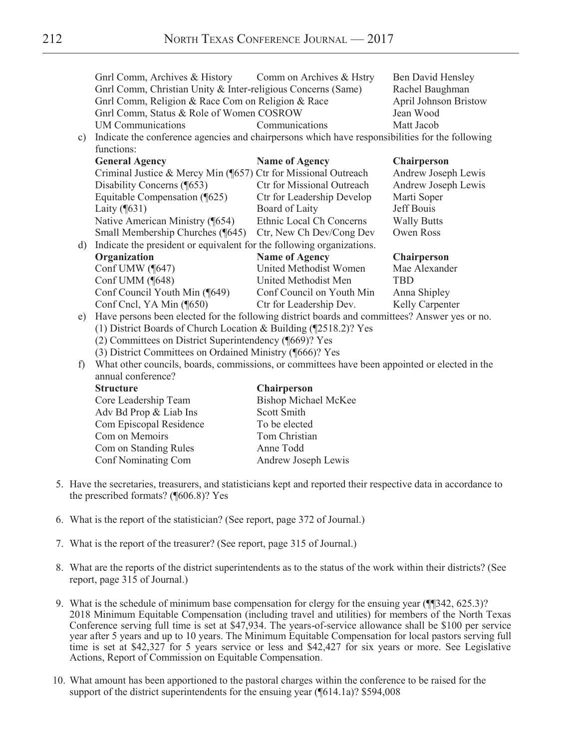| | | |
|---|---|---|
| Gnrl Comm, Archives & History | Comm on Archives & Hstry | Ben David Hensley |
| Gnrl Comm, Christian Unity & Inter-religious Concerns (Same) | | Rachel Baughman |
| Gnrl Comm, Religion & Race Com on Religion & Race | | April Johnson Bristow |
| Gnrl Comm, Status & Role of Women COSROW | | Jean Wood |
| UM Communications | Communications | Matt Jacob |

c) Indicate the conference agencies and chairpersons which have responsibilities for the following functions:

| General Agency | Name of Agency | Chairperson |
|---|---|---|
| Criminal Justice & Mercy Min (¶657) | Ctr for Missional Outreach | Andrew Joseph Lewis |
| Disability Concerns (¶653) | Ctr for Missional Outreach | Andrew Joseph Lewis |
| Equitable Compensation (¶625) | Ctr for Leadership Develop | Marti Soper |
| Laity (¶631) | Board of Laity | Jeff Bouis |
| Native American Ministry (¶654) | Ethnic Local Ch Concerns | Wally Butts |
| Small Membership Churches (¶645) | Ctr, New Ch Dev/Cong Dev | Owen Ross |

d) Indicate the president or equivalent for the following organizations.

| Organization | Name of Agency | Chairperson |
|---|---|---|
| Conf UMW (¶647) | United Methodist Women | Mae Alexander |
| Conf UMM (¶648) | United Methodist Men | TBD |
| Conf Council Youth Min (¶649) | Conf Council on Youth Min | Anna Shipley |
| Conf Cncl, YA Min (¶650) | Ctr for Leadership Dev. | Kelly Carpenter |

e) Have persons been elected for the following district boards and committees? Answer yes or no.
   (1) District Boards of Church Location & Building (¶2518.2)? Yes
   (2) Committees on District Superintendency (¶669)? Yes
   (3) District Committees on Ordained Ministry (¶666)? Yes

f) What other councils, boards, commissions, or committees have been appointed or elected in the annual conference?

| Structure | Chairperson |
|---|---|
| Core Leadership Team | Bishop Michael McKee |
| Adv Bd Prop & Liab Ins | Scott Smith |
| Com Episcopal Residence | To be elected |
| Com on Memoirs | Tom Christian |
| Com on Standing Rules | Anne Todd |
| Conf Nominating Com | Andrew Joseph Lewis |

5. Have the secretaries, treasurers, and statisticians kept and reported their respective data in accordance to the prescribed formats? (¶606.8)? Yes

6. What is the report of the statistician? (See report, page 372 of Journal.)

7. What is the report of the treasurer? (See report, page 315 of Journal.)

8. What are the reports of the district superintendents as to the status of the work within their districts? (See report, page 315 of Journal.)

9. What is the schedule of minimum base compensation for clergy for the ensuing year (¶¶342, 625.3)? 2018 Minimum Equitable Compensation (including travel and utilities) for members of the North Texas Conference serving full time is set at $47,934. The years-of-service allowance shall be $100 per service year after 5 years and up to 10 years. The Minimum Equitable Compensation for local pastors serving full time is set at $42,327 for 5 years service or less and $42,427 for six years or more. See Legislative Actions, Report of Commission on Equitable Compensation.

10. What amount has been apportioned to the pastoral charges within the conference to be raised for the support of the district superintendents for the ensuing year (¶614.1a)? $594,008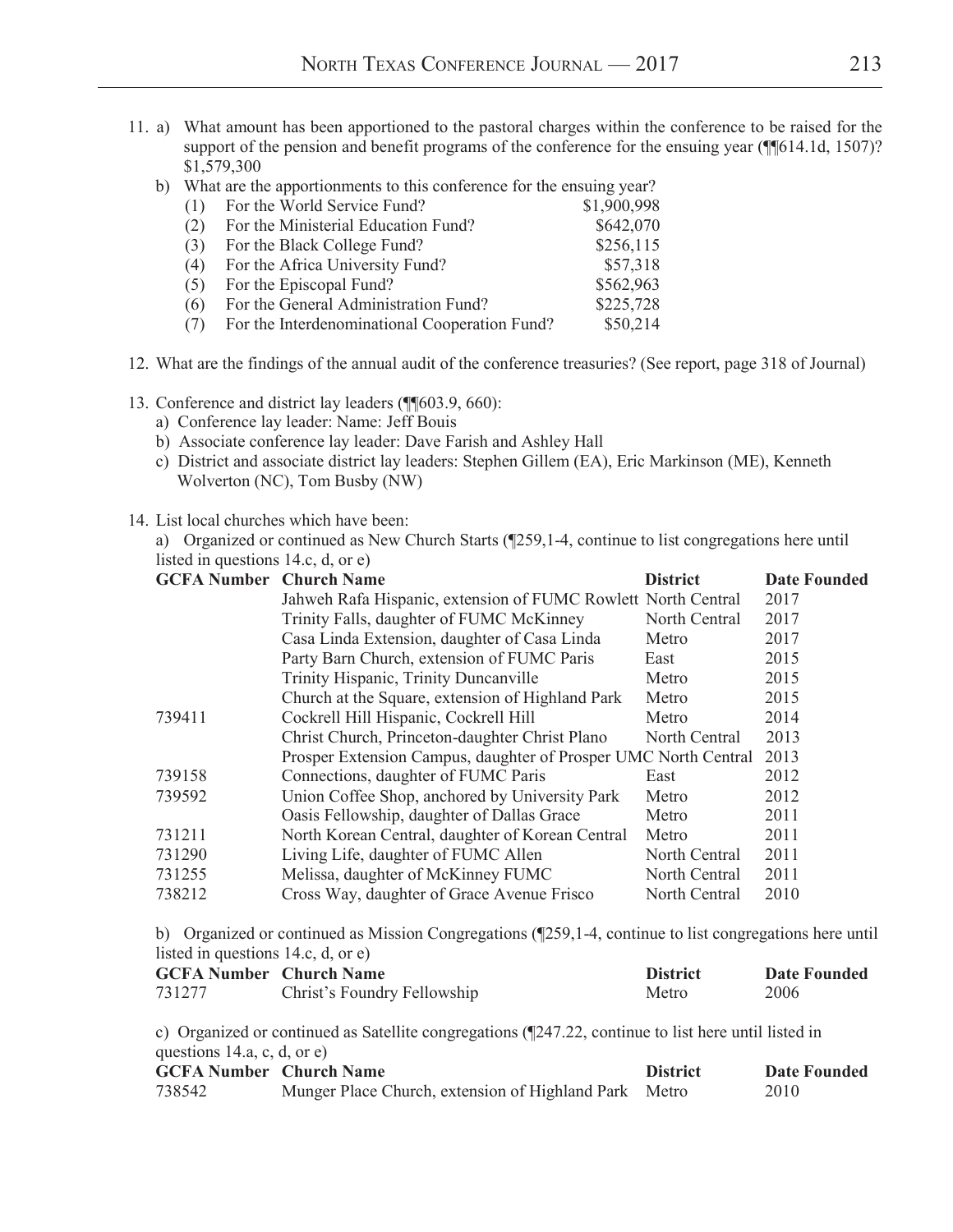11. a) What amount has been apportioned to the pastoral charges within the conference to be raised for the support of the pension and benefit programs of the conference for the ensuing year (¶¶614.1d, 1507)? $1,579,300

    b) What are the apportionments to this conference for the ensuing year?

| | | |
|---|---|---|
| (1) | For the World Service Fund? | $1,900,998 |
| (2) | For the Ministerial Education Fund? | $642,070 |
| (3) | For the Black College Fund? | $256,115 |
| (4) | For the Africa University Fund? | $57,318 |
| (5) | For the Episcopal Fund? | $562,963 |
| (6) | For the General Administration Fund? | $225,728 |
| (7) | For the Interdenominational Cooperation Fund? | $50,214 |

12. What are the findings of the annual audit of the conference treasuries? (See report, page 318 of Journal)

13. Conference and district lay leaders (¶¶603.9, 660):
    a) Conference lay leader: Name: Jeff Bouis
    b) Associate conference lay leader: Dave Farish and Ashley Hall
    c) District and associate district lay leaders: Stephen Gillem (EA), Eric Markinson (ME), Kenneth Wolverton (NC), Tom Busby (NW)

14. List local churches which have been:

a) Organized or continued as New Church Starts (¶259,1-4, continue to list congregations here until listed in questions 14.c, d, or e)

| GCFA Number | Church Name | District | Date Founded |
|---|---|---|---|
| | Jahweh Rafa Hispanic, extension of FUMC Rowlett | North Central | 2017 |
| | Trinity Falls, daughter of FUMC McKinney | North Central | 2017 |
| | Casa Linda Extension, daughter of Casa Linda | Metro | 2017 |
| | Party Barn Church, extension of FUMC Paris | East | 2015 |
| | Trinity Hispanic, Trinity Duncanville | Metro | 2015 |
| | Church at the Square, extension of Highland Park | Metro | 2015 |
| 739411 | Cockrell Hill Hispanic, Cockrell Hill | Metro | 2014 |
| | Christ Church, Princeton-daughter Christ Plano | North Central | 2013 |
| | Prosper Extension Campus, daughter of Prosper UMC | North Central | 2013 |
| 739158 | Connections, daughter of FUMC Paris | East | 2012 |
| 739592 | Union Coffee Shop, anchored by University Park | Metro | 2012 |
| | Oasis Fellowship, daughter of Dallas Grace | Metro | 2011 |
| 731211 | North Korean Central, daughter of Korean Central | Metro | 2011 |
| 731290 | Living Life, daughter of FUMC Allen | North Central | 2011 |
| 731255 | Melissa, daughter of McKinney FUMC | North Central | 2011 |
| 738212 | Cross Way, daughter of Grace Avenue Frisco | North Central | 2010 |

b) Organized or continued as Mission Congregations (¶259,1-4, continue to list congregations here until listed in questions 14.c, d, or e)

| GCFA Number | Church Name | District | Date Founded |
|---|---|---|---|
| 731277 | Christ's Foundry Fellowship | Metro | 2006 |

c) Organized or continued as Satellite congregations (¶247.22, continue to list here until listed in questions 14.a, c, d, or e)

| GCFA Number | Church Name | District | Date Founded |
|---|---|---|---|
| 738542 | Munger Place Church, extension of Highland Park | Metro | 2010 |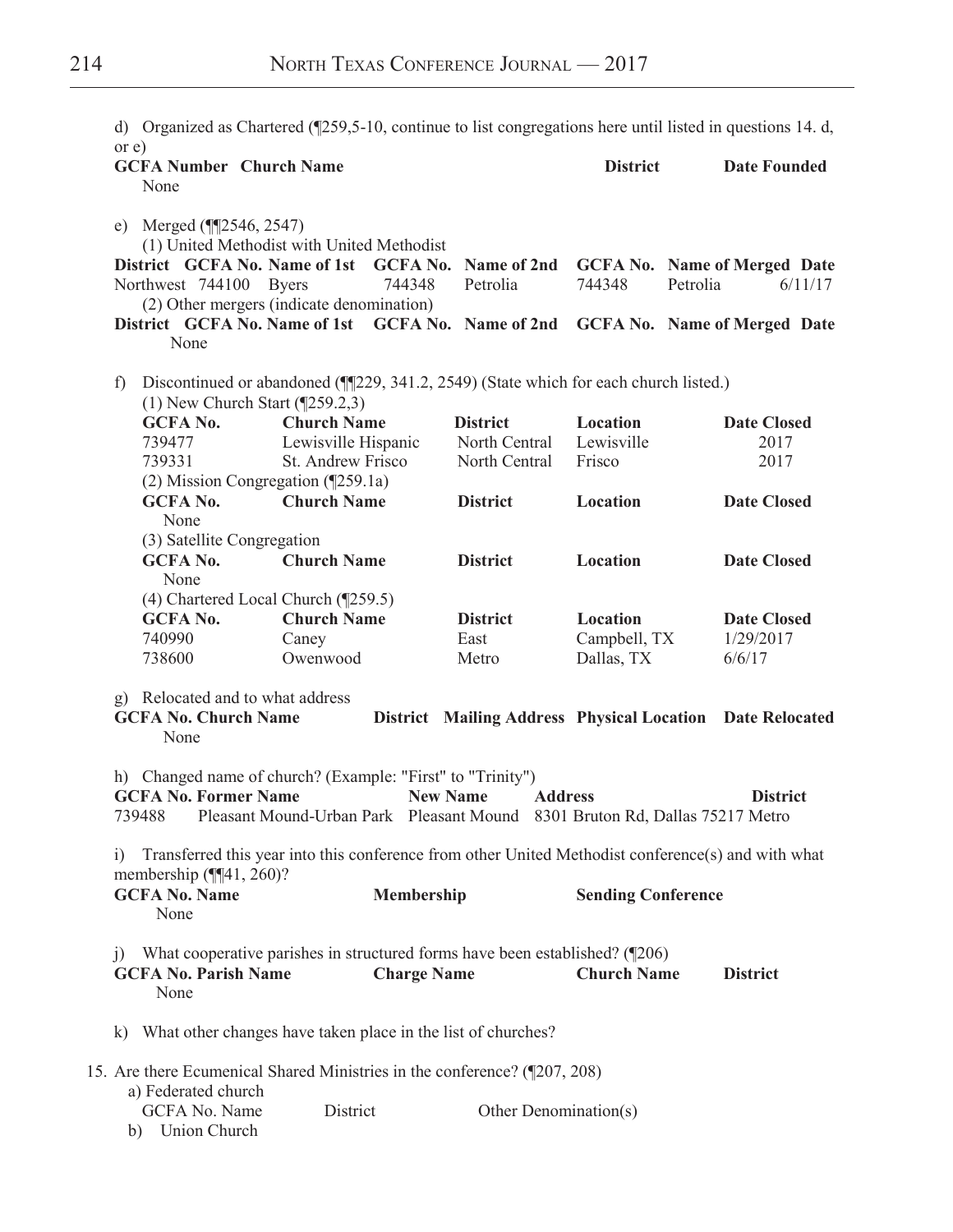d) Organized as Chartered (¶259,5-10, continue to list congregations here until listed in questions 14. d, or e)

| GCFA Number | Church Name | District | Date Founded |
|---|---|---|---|
| None | | | |

e) Merged (¶¶2546, 2547)

(1) United Methodist with United Methodist

| District | GCFA No. | Name of 1st | GCFA No. | Name of 2nd | GCFA No. | Name of Merged | Date |
|---|---|---|---|---|---|---|---|
| Northwest | 744100 | Byers | 744348 | Petrolia | 744348 | Petrolia | 6/11/17 |

(2) Other mergers (indicate denomination)

| District | GCFA No. | Name of 1st | GCFA No. | Name of 2nd | GCFA No. | Name of Merged | Date |
|---|---|---|---|---|---|---|---|
| None | | | | | | | |

f) Discontinued or abandoned (¶¶229, 341.2, 2549) (State which for each church listed.)

(1) New Church Start (¶259.2,3)

| GCFA No. | Church Name | District | Location | Date Closed |
|---|---|---|---|---|
| 739477 | Lewisville Hispanic | North Central | Lewisville | 2017 |
| 739331 | St. Andrew Frisco | North Central | Frisco | 2017 |

(2) Mission Congregation (¶259.1a)

| GCFA No. | Church Name | District | Location | Date Closed |
|---|---|---|---|---|
| None | | | | |

(3) Satellite Congregation

| GCFA No. | Church Name | District | Location | Date Closed |
|---|---|---|---|---|
| None | | | | |

(4) Chartered Local Church (¶259.5)

| GCFA No. | Church Name | District | Location | Date Closed |
|---|---|---|---|---|
| 740990 | Caney | East | Campbell, TX | 1/29/2017 |
| 738600 | Owenwood | Metro | Dallas, TX | 6/6/17 |

g) Relocated and to what address

| GCFA No. | Church Name | District | Mailing Address | Physical Location | Date Relocated |
|---|---|---|---|---|---|
| None | | | | | |

h) Changed name of church? (Example: "First" to "Trinity")

| GCFA No. | Former Name | New Name | Address | District |
|---|---|---|---|---|
| 739488 | Pleasant Mound-Urban Park | Pleasant Mound | 8301 Bruton Rd, Dallas 75217 | Metro |

i) Transferred this year into this conference from other United Methodist conference(s) and with what membership (¶¶41, 260)?

| GCFA No. | Name | Membership | Sending Conference |
|---|---|---|---|
| None | | | |

j) What cooperative parishes in structured forms have been established? (¶206)

| GCFA No. | Parish Name | Charge Name | Church Name | District |
|---|---|---|---|---|
| None | | | | |

k) What other changes have taken place in the list of churches?

15. Are there Ecumenical Shared Ministries in the conference? (¶207, 208)

a) Federated church

| GCFA No. | Name | District | Other Denomination(s) |
|---|---|---|---|

b) Union Church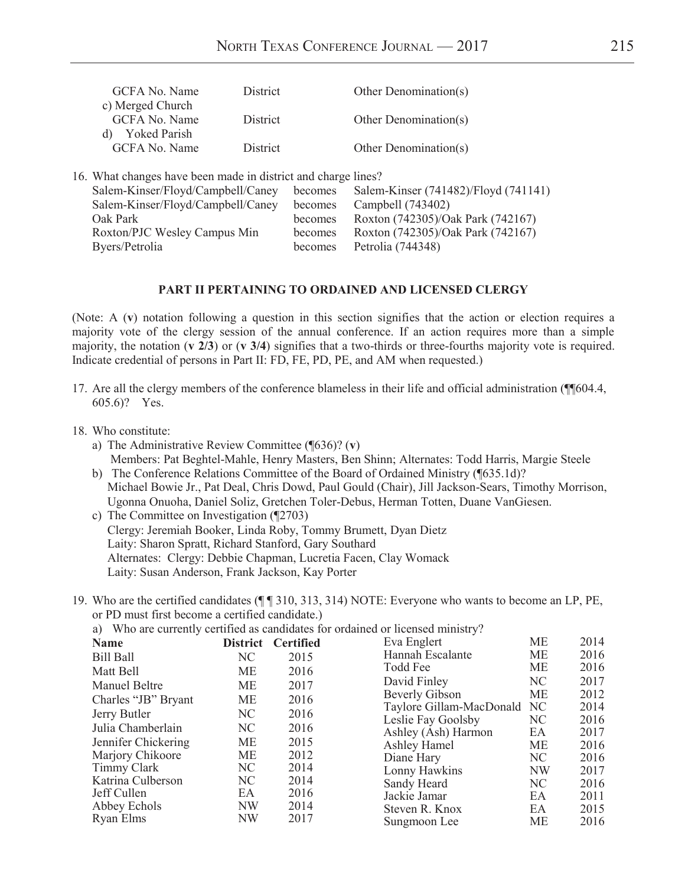GCFA No. Name District Other Denomination(s)

c) Merged Church

GCFA No. Name District Other Denomination(s)

d) Yoked Parish

GCFA No. Name District Other Denomination(s)

16. What changes have been made in district and charge lines?

| | | |
|---|---|---|
| Salem-Kinser/Floyd/Campbell/Caney | becomes | Salem-Kinser (741482)/Floyd (741141) |
| Salem-Kinser/Floyd/Campbell/Caney | becomes | Campbell (743402) |
| Oak Park | becomes | Roxton (742305)/Oak Park (742167) |
| Roxton/PJC Wesley Campus Min | becomes | Roxton (742305)/Oak Park (742167) |
| Byers/Petrolia | becomes | Petrolia (744348) |

## PART II PERTAINING TO ORDAINED AND LICENSED CLERGY

(Note: A (**v**) notation following a question in this section signifies that the action or election requires a majority vote of the clergy session of the annual conference. If an action requires more than a simple majority, the notation (**v 2/3**) or (**v 3/4**) signifies that a two-thirds or three-fourths majority vote is required. Indicate credential of persons in Part II: FD, FE, PD, PE, and AM when requested.)

17. Are all the clergy members of the conference blameless in their life and official administration (¶¶604.4, 605.6)? Yes.

18. Who constitute:
    a) The Administrative Review Committee (¶636)? (**v**)
       Members: Pat Beghtel-Mahle, Henry Masters, Ben Shinn; Alternates: Todd Harris, Margie Steele
    b) The Conference Relations Committee of the Board of Ordained Ministry (¶635.1d)?
       Michael Bowie Jr., Pat Deal, Chris Dowd, Paul Gould (Chair), Jill Jackson-Sears, Timothy Morrison, Ugonna Onuoha, Daniel Soliz, Gretchen Toler-Debus, Herman Totten, Duane VanGiesen.
    c) The Committee on Investigation (¶2703)
       Clergy: Jeremiah Booker, Linda Roby, Tommy Brumett, Dyan Dietz
       Laity: Sharon Spratt, Richard Stanford, Gary Southard
       Alternates: Clergy: Debbie Chapman, Lucretia Facen, Clay Womack
       Laity: Susan Anderson, Frank Jackson, Kay Porter

19. Who are the certified candidates (¶ ¶ 310, 313, 314) NOTE: Everyone who wants to become an LP, PE, or PD must first become a certified candidate.)
    a) Who are currently certified as candidates for ordained or licensed ministry?

| Name | District | Certified |
|---|---|---|
| Bill Ball | NC | 2015 |
| Matt Bell | ME | 2016 |
| Manuel Beltre | ME | 2017 |
| Charles "JB" Bryant | ME | 2016 |
| Jerry Butler | NC | 2016 |
| Julia Chamberlain | NC | 2016 |
| Jennifer Chickering | ME | 2015 |
| Marjory Chikoore | ME | 2012 |
| Timmy Clark | NC | 2014 |
| Katrina Culberson | NC | 2014 |
| Jeff Cullen | EA | 2016 |
| Abbey Echols | NW | 2014 |
| Ryan Elms | NW | 2017 |
| Eva Englert | ME | 2014 |
| Hannah Escalante | ME | 2016 |
| Todd Fee | ME | 2016 |
| David Finley | NC | 2017 |
| Beverly Gibson | ME | 2012 |
| Taylore Gillam-MacDonald | NC | 2014 |
| Leslie Fay Goolsby | NC | 2016 |
| Ashley (Ash) Harmon | EA | 2017 |
| Ashley Hamel | ME | 2016 |
| Diane Hary | NC | 2016 |
| Lonny Hawkins | NW | 2017 |
| Sandy Heard | NC | 2016 |
| Jackie Jamar | EA | 2011 |
| Steven R. Knox | EA | 2015 |
| Sungmoon Lee | ME | 2016 |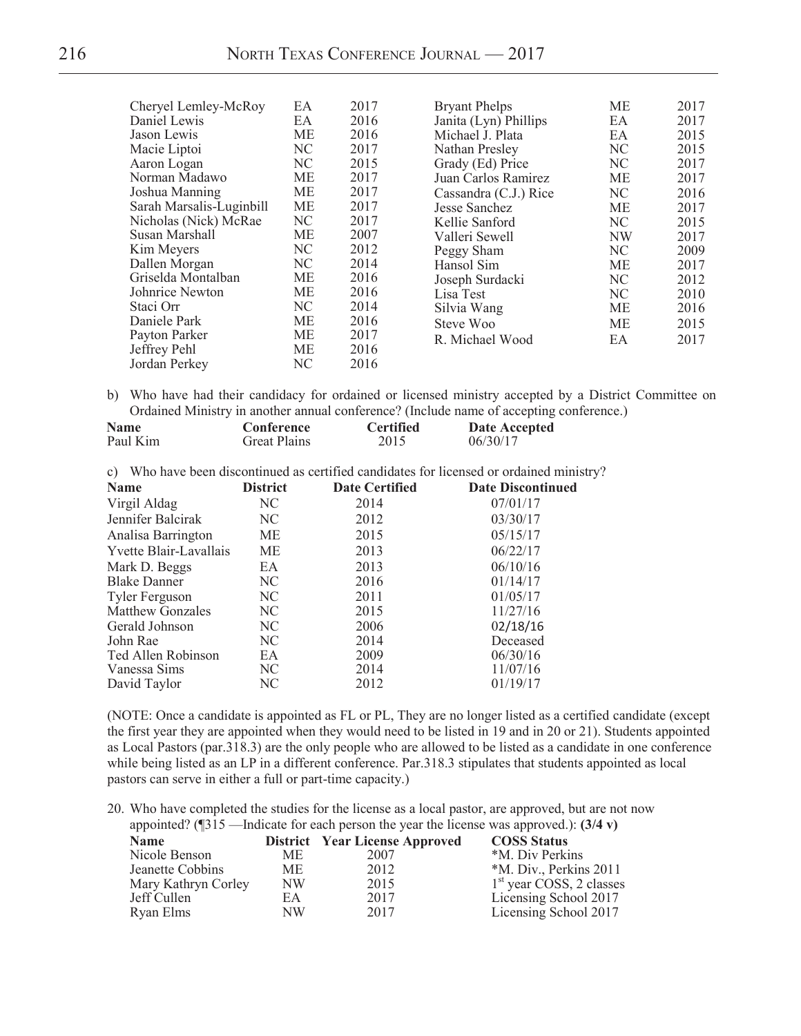| Name | District | Year |
|---|---|---|
| Cheryel Lemley-McRoy | EA | 2017 |
| Daniel Lewis | EA | 2016 |
| Jason Lewis | ME | 2016 |
| Macie Liptoi | NC | 2017 |
| Aaron Logan | NC | 2015 |
| Norman Madawo | ME | 2017 |
| Joshua Manning | ME | 2017 |
| Sarah Marsalis-Luginbill | ME | 2017 |
| Nicholas (Nick) McRae | NC | 2017 |
| Susan Marshall | ME | 2007 |
| Kim Meyers | NC | 2012 |
| Dallen Morgan | NC | 2014 |
| Griselda Montalban | ME | 2016 |
| Johnrice Newton | ME | 2016 |
| Staci Orr | NC | 2014 |
| Daniele Park | ME | 2016 |
| Payton Parker | ME | 2017 |
| Jeffrey Pehl | ME | 2016 |
| Jordan Perkey | NC | 2016 |
| Bryant Phelps | ME | 2017 |
| Janita (Lyn) Phillips | EA | 2017 |
| Michael J. Plata | EA | 2015 |
| Nathan Presley | NC | 2015 |
| Grady (Ed) Price | NC | 2017 |
| Juan Carlos Ramirez | ME | 2017 |
| Cassandra (C.J.) Rice | NC | 2016 |
| Jesse Sanchez | ME | 2017 |
| Kellie Sanford | NC | 2015 |
| Valleri Sewell | NW | 2017 |
| Peggy Sham | NC | 2009 |
| Hansol Sim | ME | 2017 |
| Joseph Surdacki | NC | 2012 |
| Lisa Test | NC | 2010 |
| Silvia Wang | ME | 2016 |
| Steve Woo | ME | 2015 |
| R. Michael Wood | EA | 2017 |

b) Who have had their candidacy for ordained or licensed ministry accepted by a District Committee on Ordained Ministry in another annual conference? (Include name of accepting conference.)

| **Name** | **Conference** | **Certified** | **Date Accepted** |
|---|---|---|---|
| Paul Kim | Great Plains | 2015 | 06/30/17 |

c) Who have been discontinued as certified candidates for licensed or ordained ministry?

| **Name** | **District** | **Date Certified** | **Date Discontinued** |
|---|---|---|---|
| Virgil Aldag | NC | 2014 | 07/01/17 |
| Jennifer Balcirak | NC | 2012 | 03/30/17 |
| Analisa Barrington | ME | 2015 | 05/15/17 |
| Yvette Blair-Lavallais | ME | 2013 | 06/22/17 |
| Mark D. Beggs | EA | 2013 | 06/10/16 |
| Blake Danner | NC | 2016 | 01/14/17 |
| Tyler Ferguson | NC | 2011 | 01/05/17 |
| Matthew Gonzales | NC | 2015 | 11/27/16 |
| Gerald Johnson | NC | 2006 | 02/18/16 |
| John Rae | NC | 2014 | Deceased |
| Ted Allen Robinson | EA | 2009 | 06/30/16 |
| Vanessa Sims | NC | 2014 | 11/07/16 |
| David Taylor | NC | 2012 | 01/19/17 |

(NOTE: Once a candidate is appointed as FL or PL, They are no longer listed as a certified candidate (except the first year they are appointed when they would need to be listed in 19 and in 20 or 21). Students appointed as Local Pastors (par.318.3) are the only people who are allowed to be listed as a candidate in one conference while being listed as an LP in a different conference. Par.318.3 stipulates that students appointed as local pastors can serve in either a full or part-time capacity.)

20. Who have completed the studies for the license as a local pastor, are approved, but are not now appointed? (¶315 —Indicate for each person the year the license was approved.): **(3/4 v)**

| **Name** | **District** | **Year License Approved** | **COSS Status** |
|---|---|---|---|
| Nicole Benson | ME | 2007 | *M. Div Perkins |
| Jeanette Cobbins | ME | 2012 | *M. Div., Perkins 2011 |
| Mary Kathryn Corley | NW | 2015 | 1st year COSS, 2 classes |
| Jeff Cullen | EA | 2017 | Licensing School 2017 |
| Ryan Elms | NW | 2017 | Licensing School 2017 |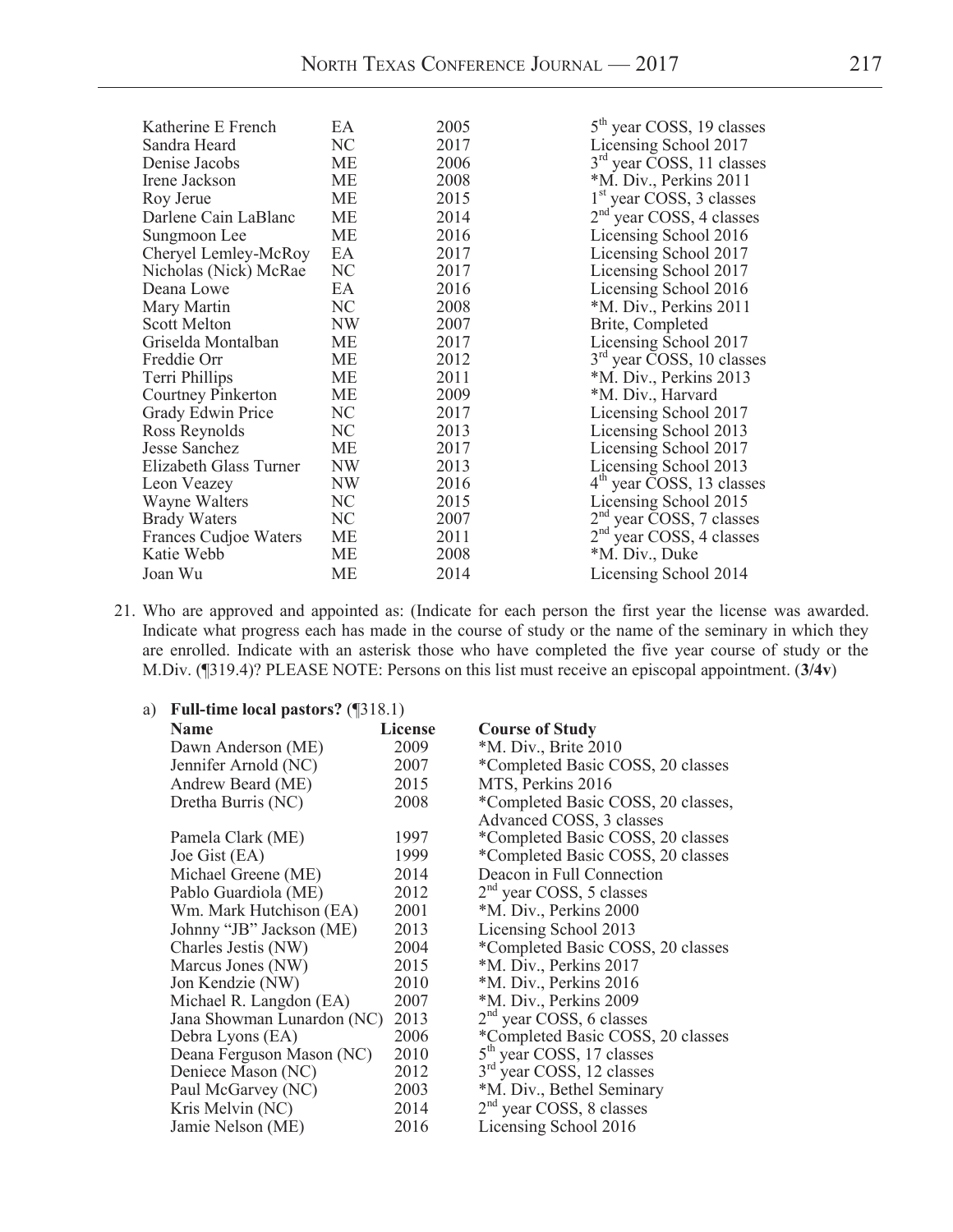| | | | |
|---|---|---|---|
| Katherine E French | EA | 2005 | 5th year COSS, 19 classes |
| Sandra Heard | NC | 2017 | Licensing School 2017 |
| Denise Jacobs | ME | 2006 | 3rd year COSS, 11 classes |
| Irene Jackson | ME | 2008 | *M. Div., Perkins 2011 |
| Roy Jerue | ME | 2015 | 1st year COSS, 3 classes |
| Darlene Cain LaBlanc | ME | 2014 | 2nd year COSS, 4 classes |
| Sungmoon Lee | ME | 2016 | Licensing School 2016 |
| Cheryel Lemley-McRoy | EA | 2017 | Licensing School 2017 |
| Nicholas (Nick) McRae | NC | 2017 | Licensing School 2017 |
| Deana Lowe | EA | 2016 | Licensing School 2016 |
| Mary Martin | NC | 2008 | *M. Div., Perkins 2011 |
| Scott Melton | NW | 2007 | Brite, Completed |
| Griselda Montalban | ME | 2017 | Licensing School 2017 |
| Freddie Orr | ME | 2012 | 3rd year COSS, 10 classes |
| Terri Phillips | ME | 2011 | *M. Div., Perkins 2013 |
| Courtney Pinkerton | ME | 2009 | *M. Div., Harvard |
| Grady Edwin Price | NC | 2017 | Licensing School 2017 |
| Ross Reynolds | NC | 2013 | Licensing School 2013 |
| Jesse Sanchez | ME | 2017 | Licensing School 2017 |
| Elizabeth Glass Turner | NW | 2013 | Licensing School 2013 |
| Leon Veazey | NW | 2016 | 4th year COSS, 13 classes |
| Wayne Walters | NC | 2015 | Licensing School 2015 |
| Brady Waters | NC | 2007 | 2nd year COSS, 7 classes |
| Frances Cudjoe Waters | ME | 2011 | 2nd year COSS, 4 classes |
| Katie Webb | ME | 2008 | *M. Div., Duke |
| Joan Wu | ME | 2014 | Licensing School 2014 |

21. Who are approved and appointed as: (Indicate for each person the first year the license was awarded. Indicate what progress each has made in the course of study or the name of the seminary in which they are enrolled. Indicate with an asterisk those who have completed the five year course of study or the M.Div. (¶319.4)? PLEASE NOTE: Persons on this list must receive an episcopal appointment. (**3/4v**)

a) **Full-time local pastors?** (¶318.1)

| Name | License | Course of Study |
|---|---|---|
| Dawn Anderson (ME) | 2009 | *M. Div., Brite 2010 |
| Jennifer Arnold (NC) | 2007 | *Completed Basic COSS, 20 classes |
| Andrew Beard (ME) | 2015 | MTS, Perkins 2016 |
| Dretha Burris (NC) | 2008 | *Completed Basic COSS, 20 classes, Advanced COSS, 3 classes |
| Pamela Clark (ME) | 1997 | *Completed Basic COSS, 20 classes |
| Joe Gist (EA) | 1999 | *Completed Basic COSS, 20 classes |
| Michael Greene (ME) | 2014 | Deacon in Full Connection |
| Pablo Guardiola (ME) | 2012 | 2nd year COSS, 5 classes |
| Wm. Mark Hutchison (EA) | 2001 | *M. Div., Perkins 2000 |
| Johnny "JB" Jackson (ME) | 2013 | Licensing School 2013 |
| Charles Jestis (NW) | 2004 | *Completed Basic COSS, 20 classes |
| Marcus Jones (NW) | 2015 | *M. Div., Perkins 2017 |
| Jon Kendzie (NW) | 2010 | *M. Div., Perkins 2016 |
| Michael R. Langdon (EA) | 2007 | *M. Div., Perkins 2009 |
| Jana Showman Lunardon (NC) | 2013 | 2nd year COSS, 6 classes |
| Debra Lyons (EA) | 2006 | *Completed Basic COSS, 20 classes |
| Deana Ferguson Mason (NC) | 2010 | 5th year COSS, 17 classes |
| Deniece Mason (NC) | 2012 | 3rd year COSS, 12 classes |
| Paul McGarvey (NC) | 2003 | *M. Div., Bethel Seminary |
| Kris Melvin (NC) | 2014 | 2nd year COSS, 8 classes |
| Jamie Nelson (ME) | 2016 | Licensing School 2016 |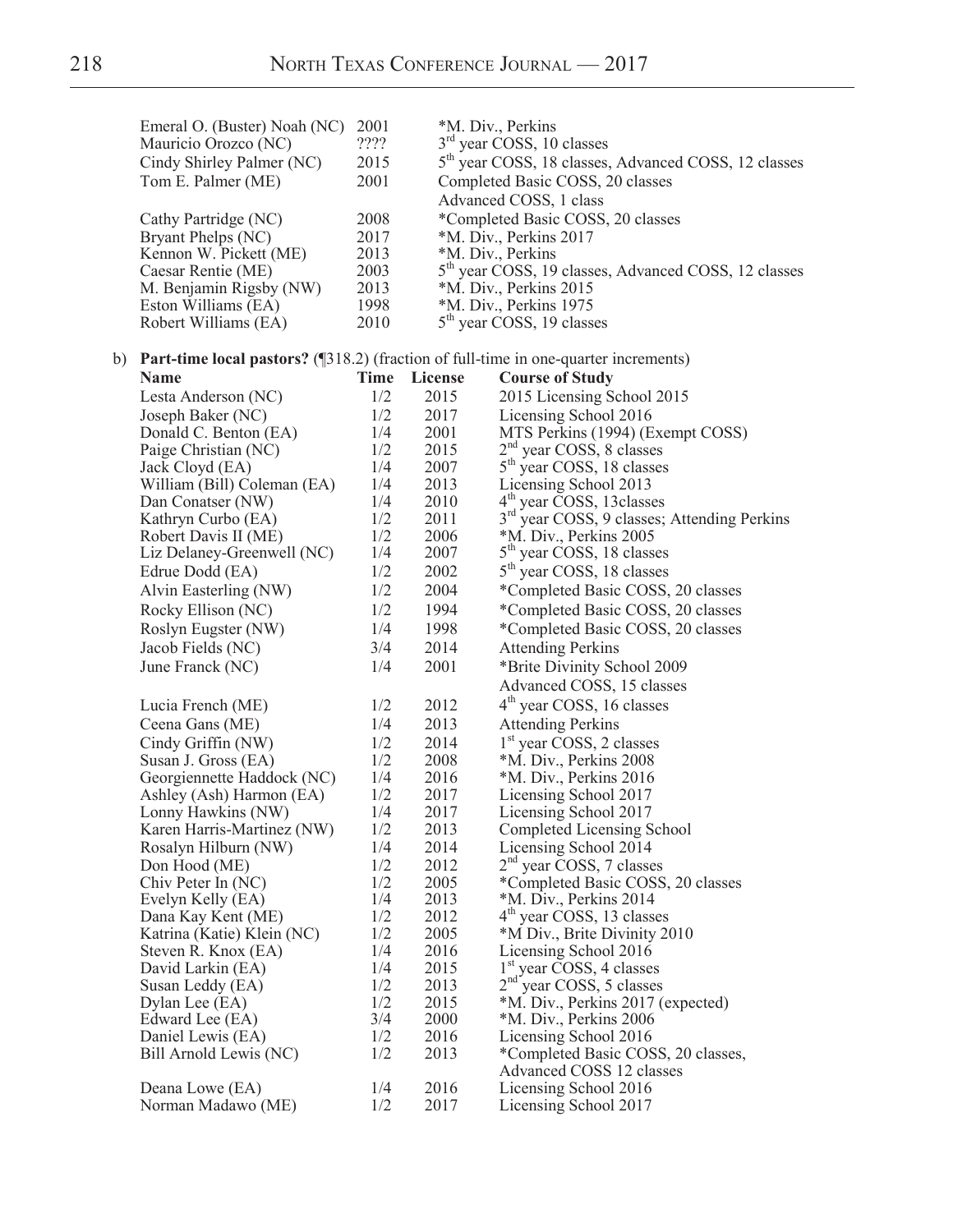| | | |
|---|---|---|
| Emeral O. (Buster) Noah (NC) | 2001 | *M. Div., Perkins |
| Mauricio Orozco (NC) | ???? | 3rd year COSS, 10 classes |
| Cindy Shirley Palmer (NC) | 2015 | 5th year COSS, 18 classes, Advanced COSS, 12 classes |
| Tom E. Palmer (ME) | 2001 | Completed Basic COSS, 20 classes<br>Advanced COSS, 1 class |
| Cathy Partridge (NC) | 2008 | *Completed Basic COSS, 20 classes |
| Bryant Phelps (NC) | 2017 | *M. Div., Perkins 2017 |
| Kennon W. Pickett (ME) | 2013 | *M. Div., Perkins |
| Caesar Rentie (ME) | 2003 | 5th year COSS, 19 classes, Advanced COSS, 12 classes |
| M. Benjamin Rigsby (NW) | 2013 | *M. Div., Perkins 2015 |
| Eston Williams (EA) | 1998 | *M. Div., Perkins 1975 |
| Robert Williams (EA) | 2010 | 5th year COSS, 19 classes |

b) **Part-time local pastors?** (¶318.2) (fraction of full-time in one-quarter increments)

| Name | Time | License | Course of Study |
|---|---|---|---|
| Lesta Anderson (NC) | 1/2 | 2015 | 2015 Licensing School 2015 |
| Joseph Baker (NC) | 1/2 | 2017 | Licensing School 2016 |
| Donald C. Benton (EA) | 1/4 | 2001 | MTS Perkins (1994) (Exempt COSS) |
| Paige Christian (NC) | 1/2 | 2015 | 2nd year COSS, 8 classes |
| Jack Cloyd (EA) | 1/4 | 2007 | 5th year COSS, 18 classes |
| William (Bill) Coleman (EA) | 1/4 | 2013 | Licensing School 2013 |
| Dan Conatser (NW) | 1/4 | 2010 | 4th year COSS, 13classes |
| Kathryn Curbo (EA) | 1/2 | 2011 | 3rd year COSS, 9 classes; Attending Perkins |
| Robert Davis II (ME) | 1/2 | 2006 | *M. Div., Perkins 2005 |
| Liz Delaney-Greenwell (NC) | 1/4 | 2007 | 5th year COSS, 18 classes |
| Edrue Dodd (EA) | 1/2 | 2002 | 5th year COSS, 18 classes |
| Alvin Easterling (NW) | 1/2 | 2004 | *Completed Basic COSS, 20 classes |
| Rocky Ellison (NC) | 1/2 | 1994 | *Completed Basic COSS, 20 classes |
| Roslyn Eugster (NW) | 1/4 | 1998 | *Completed Basic COSS, 20 classes |
| Jacob Fields (NC) | 3/4 | 2014 | Attending Perkins |
| June Franck (NC) | 1/4 | 2001 | *Brite Divinity School 2009<br>Advanced COSS, 15 classes |
| Lucia French (ME) | 1/2 | 2012 | 4th year COSS, 16 classes |
| Ceena Gans (ME) | 1/4 | 2013 | Attending Perkins |
| Cindy Griffin (NW) | 1/2 | 2014 | 1st year COSS, 2 classes |
| Susan J. Gross (EA) | 1/2 | 2008 | *M. Div., Perkins 2008 |
| Georgiennette Haddock (NC) | 1/4 | 2016 | *M. Div., Perkins 2016 |
| Ashley (Ash) Harmon (EA) | 1/2 | 2017 | Licensing School 2017 |
| Lonny Hawkins (NW) | 1/4 | 2017 | Licensing School 2017 |
| Karen Harris-Martinez (NW) | 1/2 | 2013 | Completed Licensing School |
| Rosalyn Hilburn (NW) | 1/4 | 2014 | Licensing School 2014 |
| Don Hood (ME) | 1/2 | 2012 | 2nd year COSS, 7 classes |
| Chiv Peter In (NC) | 1/2 | 2005 | *Completed Basic COSS, 20 classes |
| Evelyn Kelly (EA) | 1/4 | 2013 | *M. Div., Perkins 2014 |
| Dana Kay Kent (ME) | 1/2 | 2012 | 4th year COSS, 13 classes |
| Katrina (Katie) Klein (NC) | 1/2 | 2005 | *M Div., Brite Divinity 2010 |
| Steven R. Knox (EA) | 1/4 | 2016 | Licensing School 2016 |
| David Larkin (EA) | 1/4 | 2015 | 1st year COSS, 4 classes |
| Susan Leddy (EA) | 1/2 | 2013 | 2nd year COSS, 5 classes |
| Dylan Lee (EA) | 1/2 | 2015 | *M. Div., Perkins 2017 (expected) |
| Edward Lee (EA) | 3/4 | 2000 | *M. Div., Perkins 2006 |
| Daniel Lewis (EA) | 1/2 | 2016 | Licensing School 2016 |
| Bill Arnold Lewis (NC) | 1/2 | 2013 | *Completed Basic COSS, 20 classes,<br>Advanced COSS 12 classes |
| Deana Lowe (EA) | 1/4 | 2016 | Licensing School 2016 |
| Norman Madawo (ME) | 1/2 | 2017 | Licensing School 2017 |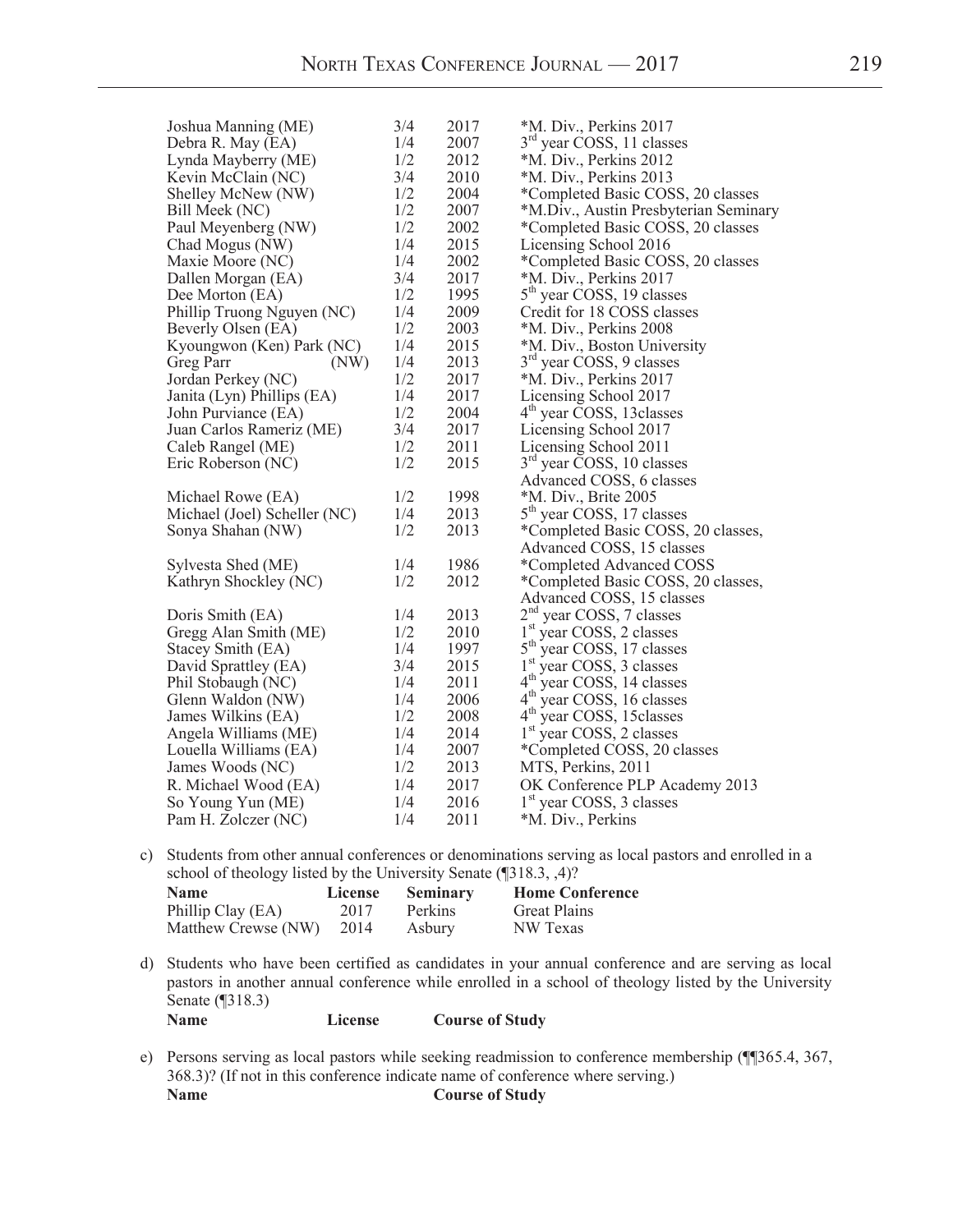| | | | |
|---|---|---|---|
| Joshua Manning (ME) | 3/4 | 2017 | *M. Div., Perkins 2017 |
| Debra R. May (EA) | 1/4 | 2007 | 3rd year COSS, 11 classes |
| Lynda Mayberry (ME) | 1/2 | 2012 | *M. Div., Perkins 2012 |
| Kevin McClain (NC) | 3/4 | 2010 | *M. Div., Perkins 2013 |
| Shelley McNew (NW) | 1/2 | 2004 | *Completed Basic COSS, 20 classes |
| Bill Meek (NC) | 1/2 | 2007 | *M.Div., Austin Presbyterian Seminary |
| Paul Meyenberg (NW) | 1/2 | 2002 | *Completed Basic COSS, 20 classes |
| Chad Mogus (NW) | 1/4 | 2015 | Licensing School 2016 |
| Maxie Moore (NC) | 1/4 | 2002 | *Completed Basic COSS, 20 classes |
| Dallen Morgan (EA) | 3/4 | 2017 | *M. Div., Perkins 2017 |
| Dee Morton (EA) | 1/2 | 1995 | 5th year COSS, 19 classes |
| Phillip Truong Nguyen (NC) | 1/4 | 2009 | Credit for 18 COSS classes |
| Beverly Olsen (EA) | 1/2 | 2003 | *M. Div., Perkins 2008 |
| Kyoungwon (Ken) Park (NC) | 1/4 | 2015 | *M. Div., Boston University |
| Greg Parr (NW) | 1/4 | 2013 | 3rd year COSS, 9 classes |
| Jordan Perkey (NC) | 1/2 | 2017 | *M. Div., Perkins 2017 |
| Janita (Lyn) Phillips (EA) | 1/4 | 2017 | Licensing School 2017 |
| John Purviance (EA) | 1/2 | 2004 | 4th year COSS, 13classes |
| Juan Carlos Rameriz (ME) | 3/4 | 2017 | Licensing School 2017 |
| Caleb Rangel (ME) | 1/2 | 2011 | Licensing School 2011 |
| Eric Roberson (NC) | 1/2 | 2015 | 3rd year COSS, 10 classes<br>Advanced COSS, 6 classes |
| Michael Rowe (EA) | 1/2 | 1998 | *M. Div., Brite 2005 |
| Michael (Joel) Scheller (NC) | 1/4 | 2013 | 5th year COSS, 17 classes |
| Sonya Shahan (NW) | 1/2 | 2013 | *Completed Basic COSS, 20 classes,<br>Advanced COSS, 15 classes |
| Sylvesta Shed (ME) | 1/4 | 1986 | *Completed Advanced COSS |
| Kathryn Shockley (NC) | 1/2 | 2012 | *Completed Basic COSS, 20 classes,<br>Advanced COSS, 15 classes |
| Doris Smith (EA) | 1/4 | 2013 | 2nd year COSS, 7 classes |
| Gregg Alan Smith (ME) | 1/2 | 2010 | 1st year COSS, 2 classes |
| Stacey Smith (EA) | 1/4 | 1997 | 5th year COSS, 17 classes |
| David Sprattley (EA) | 3/4 | 2015 | 1st year COSS, 3 classes |
| Phil Stobaugh (NC) | 1/4 | 2011 | 4th year COSS, 14 classes |
| Glenn Waldon (NW) | 1/4 | 2006 | 4th year COSS, 16 classes |
| James Wilkins (EA) | 1/2 | 2008 | 4th year COSS, 15classes |
| Angela Williams (ME) | 1/4 | 2014 | 1st year COSS, 2 classes |
| Louella Williams (EA) | 1/4 | 2007 | *Completed COSS, 20 classes |
| James Woods (NC) | 1/2 | 2013 | MTS, Perkins, 2011 |
| R. Michael Wood (EA) | 1/4 | 2017 | OK Conference PLP Academy 2013 |
| So Young Yun (ME) | 1/4 | 2016 | 1st year COSS, 3 classes |
| Pam H. Zolczer (NC) | 1/4 | 2011 | *M. Div., Perkins |

c) Students from other annual conferences or denominations serving as local pastors and enrolled in a school of theology listed by the University Senate (¶318.3, ,4)?

| Name | License | Seminary | Home Conference |
|---|---|---|---|
| Phillip Clay (EA) | 2017 | Perkins | Great Plains |
| Matthew Crewse (NW) | 2014 | Asbury | NW Texas |

d) Students who have been certified as candidates in your annual conference and are serving as local pastors in another annual conference while enrolled in a school of theology listed by the University Senate (¶318.3)

| Name | License | Course of Study |
|---|---|---|

e) Persons serving as local pastors while seeking readmission to conference membership (¶¶365.4, 367, 368.3)? (If not in this conference indicate name of conference where serving.)

| Name | Course of Study |
|---|---|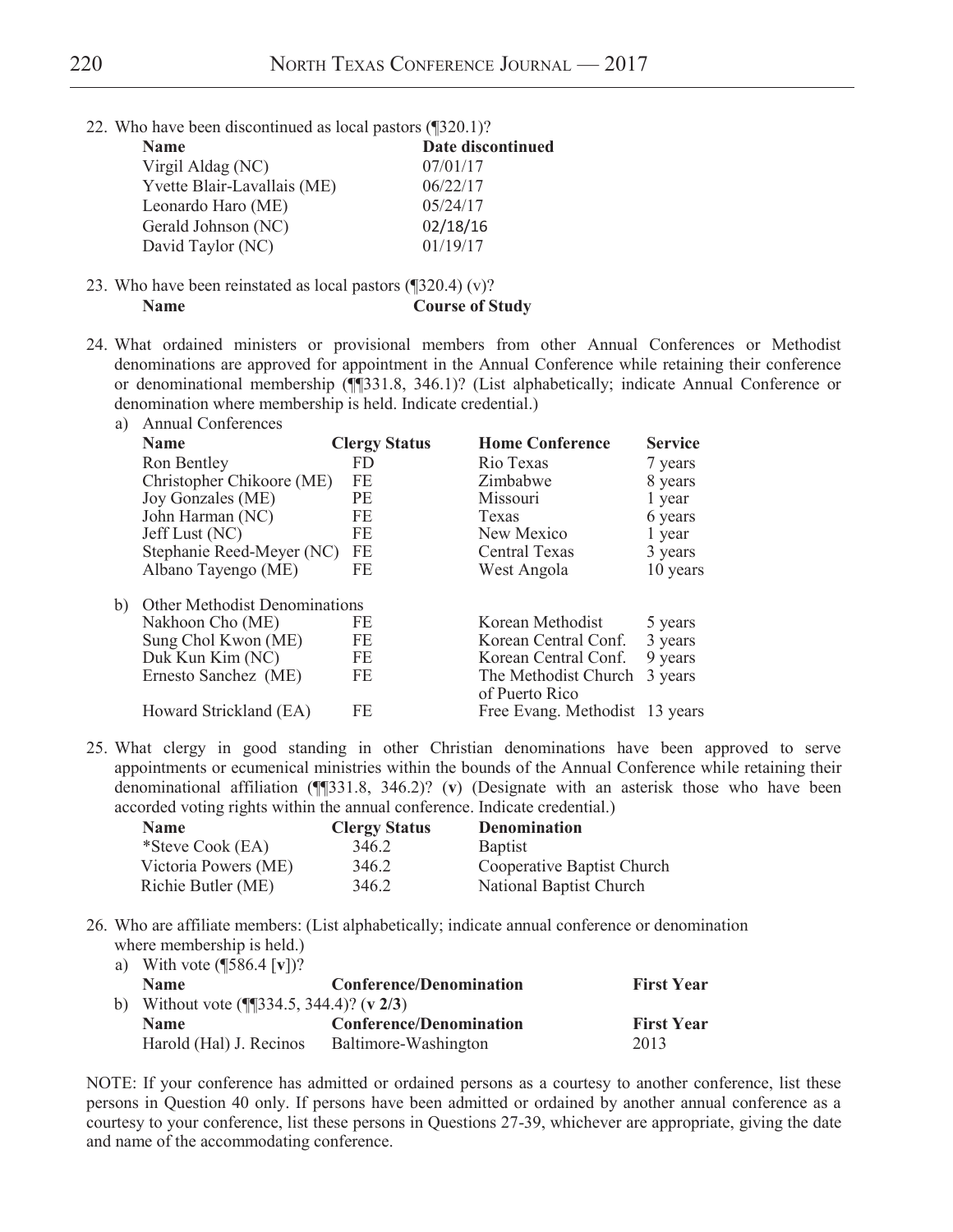22. Who have been discontinued as local pastors (¶320.1)?

| Name | Date discontinued |
|---|---|
| Virgil Aldag (NC) | 07/01/17 |
| Yvette Blair-Lavallais (ME) | 06/22/17 |
| Leonardo Haro (ME) | 05/24/17 |
| Gerald Johnson (NC) | 02/18/16 |
| David Taylor (NC) | 01/19/17 |

23. Who have been reinstated as local pastors (¶320.4) (v)?

| Name | Course of Study |
|---|---|

24. What ordained ministers or provisional members from other Annual Conferences or Methodist denominations are approved for appointment in the Annual Conference while retaining their conference or denominational membership (¶¶331.8, 346.1)? (List alphabetically; indicate Annual Conference or denomination where membership is held. Indicate credential.)

a) Annual Conferences

| Name | Clergy Status | Home Conference | Service |
|---|---|---|---|
| Ron Bentley | FD | Rio Texas | 7 years |
| Christopher Chikoore (ME) | FE | Zimbabwe | 8 years |
| Joy Gonzales (ME) | PE | Missouri | 1 year |
| John Harman (NC) | FE | Texas | 6 years |
| Jeff Lust (NC) | FE | New Mexico | 1 year |
| Stephanie Reed-Meyer (NC) | FE | Central Texas | 3 years |
| Albano Tayengo (ME) | FE | West Angola | 10 years |

b) Other Methodist Denominations

| Name | Clergy Status | Home Conference | Service |
|---|---|---|---|
| Nakhoon Cho (ME) | FE | Korean Methodist | 5 years |
| Sung Chol Kwon (ME) | FE | Korean Central Conf. | 3 years |
| Duk Kun Kim (NC) | FE | Korean Central Conf. | 9 years |
| Ernesto Sanchez (ME) | FE | The Methodist Church of Puerto Rico | 3 years |
| Howard Strickland (EA) | FE | Free Evang. Methodist | 13 years |

25. What clergy in good standing in other Christian denominations have been approved to serve appointments or ecumenical ministries within the bounds of the Annual Conference while retaining their denominational affiliation (¶¶331.8, 346.2)? (**v**) (Designate with an asterisk those who have been accorded voting rights within the annual conference. Indicate credential.)

| Name | Clergy Status | Denomination |
|---|---|---|
| *Steve Cook (EA) | 346.2 | Baptist |
| Victoria Powers (ME) | 346.2 | Cooperative Baptist Church |
| Richie Butler (ME) | 346.2 | National Baptist Church |

26. Who are affiliate members: (List alphabetically; indicate annual conference or denomination where membership is held.)

a) With vote (¶586.4 [**v**])?

| Name | Conference/Denomination | First Year |
|---|---|---|

b) Without vote (¶¶334.5, 344.4)? (**v 2/3**)

| Name | Conference/Denomination | First Year |
|---|---|---|
| Harold (Hal) J. Recinos | Baltimore-Washington | 2013 |

NOTE: If your conference has admitted or ordained persons as a courtesy to another conference, list these persons in Question 40 only. If persons have been admitted or ordained by another annual conference as a courtesy to your conference, list these persons in Questions 27-39, whichever are appropriate, giving the date and name of the accommodating conference.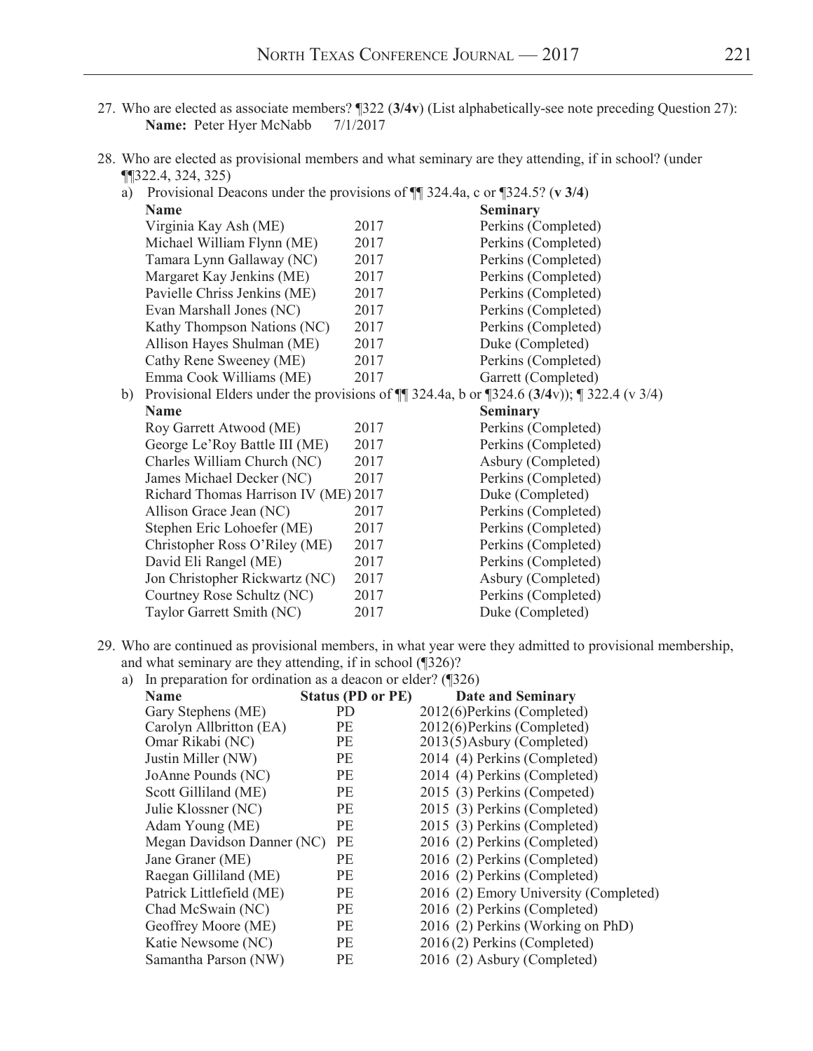27. Who are elected as associate members? ¶322 (**3/4v**) (List alphabetically-see note preceding Question 27):
    **Name:** Peter Hyer McNabb 7/1/2017

28. Who are elected as provisional members and what seminary are they attending, if in school? (under ¶¶322.4, 324, 325)

    a) Provisional Deacons under the provisions of ¶¶ 324.4a, c or ¶324.5? (**v 3/4**)

| **Name** | | **Seminary** |
|---|---|---|
| Virginia Kay Ash (ME) | 2017 | Perkins (Completed) |
| Michael William Flynn (ME) | 2017 | Perkins (Completed) |
| Tamara Lynn Gallaway (NC) | 2017 | Perkins (Completed) |
| Margaret Kay Jenkins (ME) | 2017 | Perkins (Completed) |
| Pavielle Chriss Jenkins (ME) | 2017 | Perkins (Completed) |
| Evan Marshall Jones (NC) | 2017 | Perkins (Completed) |
| Kathy Thompson Nations (NC) | 2017 | Perkins (Completed) |
| Allison Hayes Shulman (ME) | 2017 | Duke (Completed) |
| Cathy Rene Sweeney (ME) | 2017 | Perkins (Completed) |
| Emma Cook Williams (ME) | 2017 | Garrett (Completed) |

    b) Provisional Elders under the provisions of ¶¶ 324.4a, b or ¶324.6 (**3/4**v)); ¶ 322.4 (v 3/4)

| **Name** | | **Seminary** |
|---|---|---|
| Roy Garrett Atwood (ME) | 2017 | Perkins (Completed) |
| George Le'Roy Battle III (ME) | 2017 | Perkins (Completed) |
| Charles William Church (NC) | 2017 | Asbury (Completed) |
| James Michael Decker (NC) | 2017 | Perkins (Completed) |
| Richard Thomas Harrison IV (ME) | 2017 | Duke (Completed) |
| Allison Grace Jean (NC) | 2017 | Perkins (Completed) |
| Stephen Eric Lohoefer (ME) | 2017 | Perkins (Completed) |
| Christopher Ross O'Riley (ME) | 2017 | Perkins (Completed) |
| David Eli Rangel (ME) | 2017 | Perkins (Completed) |
| Jon Christopher Rickwartz (NC) | 2017 | Asbury (Completed) |
| Courtney Rose Schultz (NC) | 2017 | Perkins (Completed) |
| Taylor Garrett Smith (NC) | 2017 | Duke (Completed) |

29. Who are continued as provisional members, in what year were they admitted to provisional membership, and what seminary are they attending, if in school (¶326)?

    a) In preparation for ordination as a deacon or elder? (¶326)

| **Name** | **Status (PD or PE)** | **Date and Seminary** |
|---|---|---|
| Gary Stephens (ME) | PD | 2012(6)Perkins (Completed) |
| Carolyn Allbritton (EA) | PE | 2012(6)Perkins (Completed) |
| Omar Rikabi (NC) | PE | 2013(5)Asbury (Completed) |
| Justin Miller (NW) | PE | 2014 (4) Perkins (Completed) |
| JoAnne Pounds (NC) | PE | 2014 (4) Perkins (Completed) |
| Scott Gilliland (ME) | PE | 2015 (3) Perkins (Competed) |
| Julie Klossner (NC) | PE | 2015 (3) Perkins (Completed) |
| Adam Young (ME) | PE | 2015 (3) Perkins (Completed) |
| Megan Davidson Danner (NC) | PE | 2016 (2) Perkins (Completed) |
| Jane Graner (ME) | PE | 2016 (2) Perkins (Completed) |
| Raegan Gilliland (ME) | PE | 2016 (2) Perkins (Completed) |
| Patrick Littlefield (ME) | PE | 2016 (2) Emory University (Completed) |
| Chad McSwain (NC) | PE | 2016 (2) Perkins (Completed) |
| Geoffrey Moore (ME) | PE | 2016 (2) Perkins (Working on PhD) |
| Katie Newsome (NC) | PE | 2016 (2) Perkins (Completed) |
| Samantha Parson (NW) | PE | 2016 (2) Asbury (Completed) |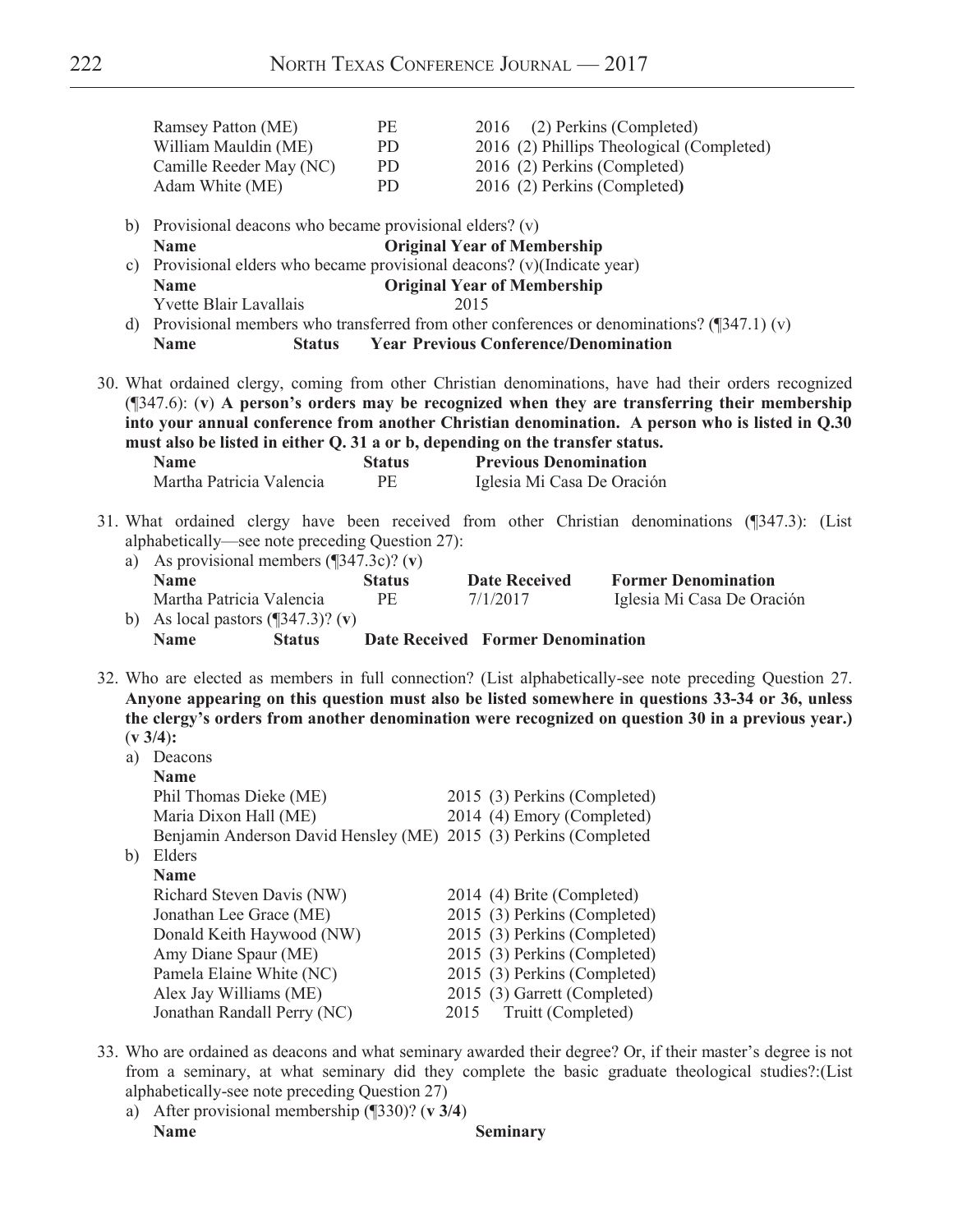| | | |
|---|---|---|
| Ramsey Patton (ME) | PE | 2016 (2) Perkins (Completed) |
| William Mauldin (ME) | PD | 2016 (2) Phillips Theological (Completed) |
| Camille Reeder May (NC) | PD | 2016 (2) Perkins (Completed) |
| Adam White (ME) | PD | 2016 (2) Perkins (Completed) |

b) Provisional deacons who became provisional elders? (v)

| Name | Original Year of Membership |
|---|---|

c) Provisional elders who became provisional deacons? (v)(Indicate year)

| Name | Original Year of Membership |
|---|---|
| Yvette Blair Lavallais | 2015 |

d) Provisional members who transferred from other conferences or denominations? (¶347.1) (v)

| Name | Status | Year Previous Conference/Denomination |
|---|---|---|

30. What ordained clergy, coming from other Christian denominations, have had their orders recognized (¶347.6): (**v**) **A person's orders may be recognized when they are transferring their membership into your annual conference from another Christian denomination. A person who is listed in Q.30 must also be listed in either Q. 31 a or b, depending on the transfer status.**

| Name | Status | Previous Denomination |
|---|---|---|
| Martha Patricia Valencia | PE | Iglesia Mi Casa De Oración |

31. What ordained clergy have been received from other Christian denominations (¶347.3): (List alphabetically—see note preceding Question 27):

a) As provisional members (¶347.3c)? (**v**)

| Name | Status | Date Received | Former Denomination |
|---|---|---|---|
| Martha Patricia Valencia | PE | 7/1/2017 | Iglesia Mi Casa De Oración |

b) As local pastors (¶347.3)? (**v**)

| Name | Status | Date Received | Former Denomination |
|---|---|---|---|

32. Who are elected as members in full connection? (List alphabetically-see note preceding Question 27. **Anyone appearing on this question must also be listed somewhere in questions 33-34 or 36, unless the clergy's orders from another denomination were recognized on question 30 in a previous year.)** (**v 3/4**):

a) Deacons

| Name | |
|---|---|
| Phil Thomas Dieke (ME) | 2015 (3) Perkins (Completed) |
| Maria Dixon Hall (ME) | 2014 (4) Emory (Completed) |
| Benjamin Anderson David Hensley (ME) | 2015 (3) Perkins (Completed |

b) Elders

| Name | |
|---|---|
| Richard Steven Davis (NW) | 2014 (4) Brite (Completed) |
| Jonathan Lee Grace (ME) | 2015 (3) Perkins (Completed) |
| Donald Keith Haywood (NW) | 2015 (3) Perkins (Completed) |
| Amy Diane Spaur (ME) | 2015 (3) Perkins (Completed) |
| Pamela Elaine White (NC) | 2015 (3) Perkins (Completed) |
| Alex Jay Williams (ME) | 2015 (3) Garrett (Completed) |
| Jonathan Randall Perry (NC) | 2015 Truitt (Completed) |

33. Who are ordained as deacons and what seminary awarded their degree? Or, if their master's degree is not from a seminary, at what seminary did they complete the basic graduate theological studies?:(List alphabetically-see note preceding Question 27)

a) After provisional membership (¶330)? (**v 3/4**)

| Name | Seminary |
|---|---|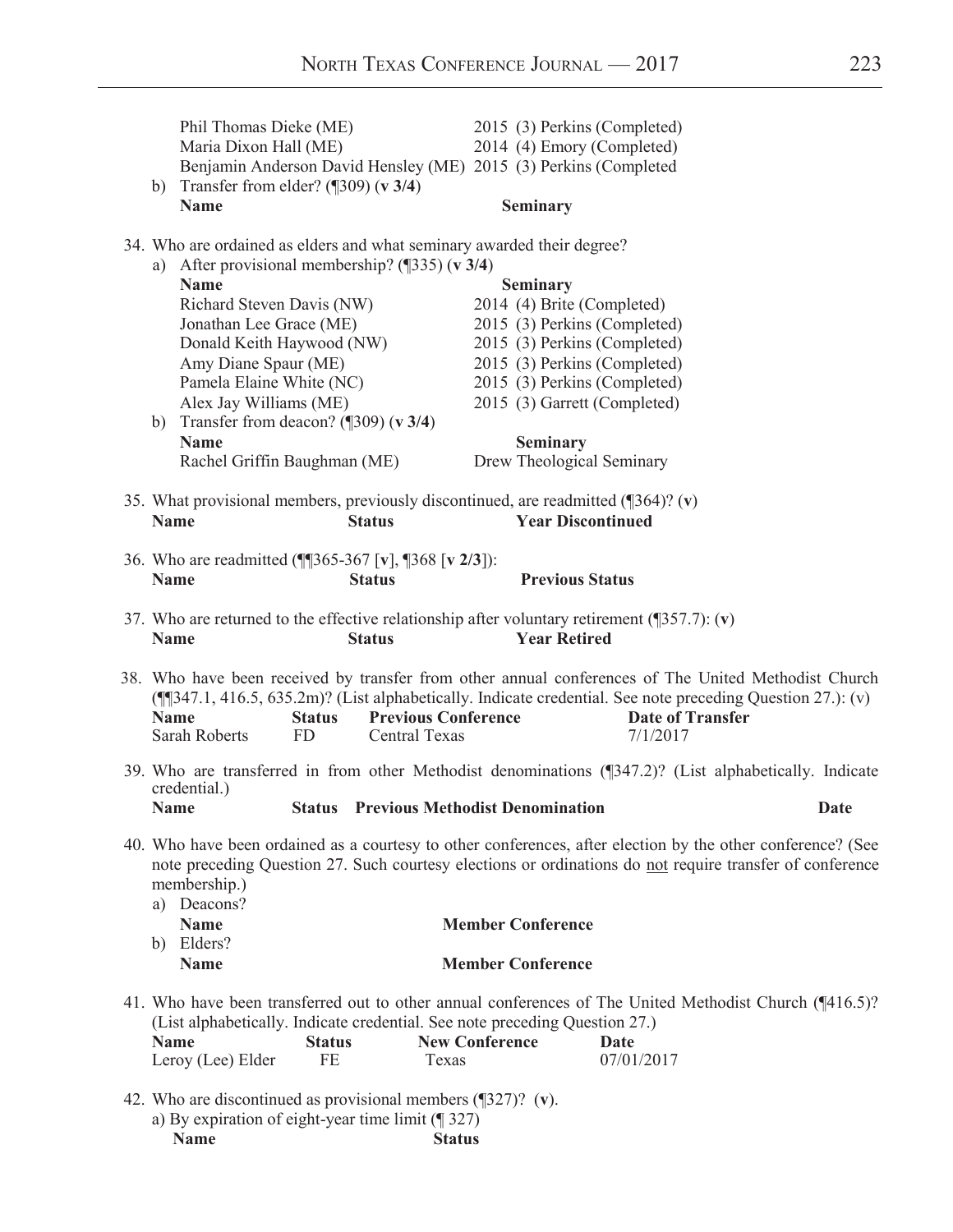| | |
|---|---|
| Phil Thomas Dieke (ME) | 2015 (3) Perkins (Completed) |
| Maria Dixon Hall (ME) | 2014 (4) Emory (Completed) |
| Benjamin Anderson David Hensley (ME) | 2015 (3) Perkins (Completed |

b) Transfer from elder? (¶309) (**v 3/4**)

| Name | Seminary |
|---|---|

34. Who are ordained as elders and what seminary awarded their degree?

a) After provisional membership? (¶335) (**v 3/4**)

| Name | Seminary |
|---|---|
| Richard Steven Davis (NW) | 2014 (4) Brite (Completed) |
| Jonathan Lee Grace (ME) | 2015 (3) Perkins (Completed) |
| Donald Keith Haywood (NW) | 2015 (3) Perkins (Completed) |
| Amy Diane Spaur (ME) | 2015 (3) Perkins (Completed) |
| Pamela Elaine White (NC) | 2015 (3) Perkins (Completed) |
| Alex Jay Williams (ME) | 2015 (3) Garrett (Completed) |

b) Transfer from deacon? (¶309) (**v 3/4**)

| Name | Seminary |
|---|---|
| Rachel Griffin Baughman (ME) | Drew Theological Seminary |

35. What provisional members, previously discontinued, are readmitted (¶364)? (**v**)

| Name | Status | Year Discontinued |
|---|---|---|

36. Who are readmitted (¶¶365-367 [**v**], ¶368 [**v 2/3**]):

| Name | Status | Previous Status |
|---|---|---|

37. Who are returned to the effective relationship after voluntary retirement (¶357.7): (**v**)

| Name | Status | Year Retired |
|---|---|---|

38. Who have been received by transfer from other annual conferences of The United Methodist Church (¶¶347.1, 416.5, 635.2m)? (List alphabetically. Indicate credential. See note preceding Question 27.): (v)

| Name | Status | Previous Conference | Date of Transfer |
|---|---|---|---|
| Sarah Roberts | FD | Central Texas | 7/1/2017 |

39. Who are transferred in from other Methodist denominations (¶347.2)? (List alphabetically. Indicate credential.)

| Name | Status | Previous Methodist Denomination | Date |
|---|---|---|---|

40. Who have been ordained as a courtesy to other conferences, after election by the other conference? (See note preceding Question 27. Such courtesy elections or ordinations do not require transfer of conference membership.)

a) Deacons?

| Name | Member Conference |
|---|---|

b) Elders?

| Name | Member Conference |
|---|---|

41. Who have been transferred out to other annual conferences of The United Methodist Church (¶416.5)? (List alphabetically. Indicate credential. See note preceding Question 27.)

| Name | Status | New Conference | Date |
|---|---|---|---|
| Leroy (Lee) Elder | FE | Texas | 07/01/2017 |

42. Who are discontinued as provisional members (¶327)? (**v**).

a) By expiration of eight-year time limit (¶ 327)

| Name | Status |
|---|---|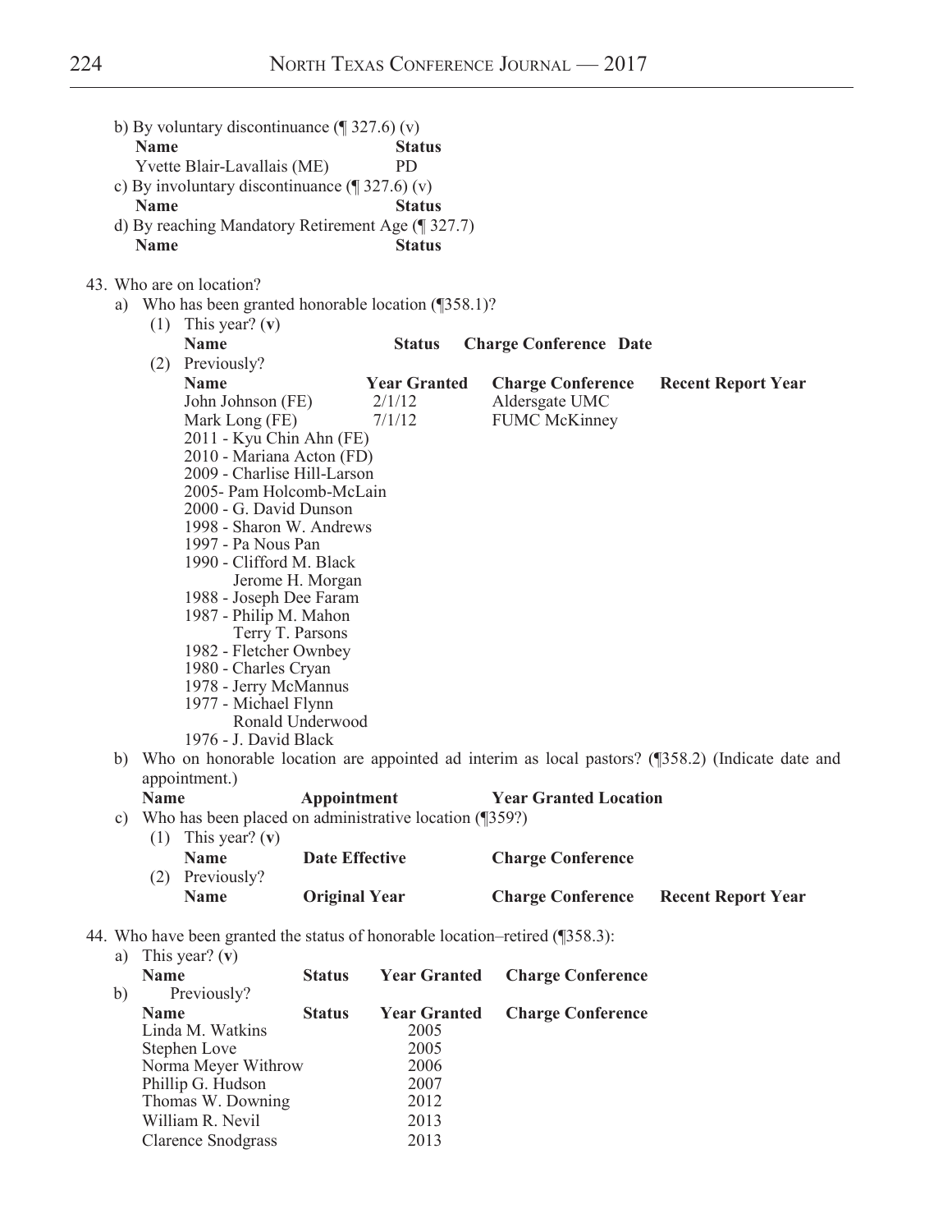b) By voluntary discontinuance (¶ 327.6) (v)

| Name | Status |
|---|---|
| Yvette Blair-Lavallais (ME) | PD |

c) By involuntary discontinuance (¶ 327.6) (v)

| Name | Status |
|---|---|

d) By reaching Mandatory Retirement Age (¶ 327.7)

| Name | Status |
|---|---|

43. Who are on location?

a) Who has been granted honorable location (¶358.1)?

(1) This year? (**v**)

| Name | Status | Charge Conference | Date |
|---|---|---|---|

(2) Previously?

| Name | Year Granted | Charge Conference | Recent Report Year |
|---|---|---|---|
| John Johnson (FE) | 2/1/12 | Aldersgate UMC | |
| Mark Long (FE) | 7/1/12 | FUMC McKinney | |

2011 - Kyu Chin Ahn (FE)
2010 - Mariana Acton (FD)
2009 - Charlise Hill-Larson
2005- Pam Holcomb-McLain
2000 - G. David Dunson
1998 - Sharon W. Andrews
1997 - Pa Nous Pan
1990 - Clifford M. Black
Jerome H. Morgan
1988 - Joseph Dee Faram
1987 - Philip M. Mahon
Terry T. Parsons
1982 - Fletcher Ownbey
1980 - Charles Cryan
1978 - Jerry McMannus
1977 - Michael Flynn
Ronald Underwood
1976 - J. David Black

b) Who on honorable location are appointed ad interim as local pastors? (¶358.2) (Indicate date and appointment.)

| Name | Appointment | Year Granted Location |
|---|---|---|

c) Who has been placed on administrative location (¶359?)

(1) This year? (**v**)

| Name | Date Effective | Charge Conference |
|---|---|---|

(2) Previously?

| Name | Original Year | Charge Conference | Recent Report Year |
|---|---|---|---|

44. Who have been granted the status of honorable location–retired (¶358.3):

a) This year? (**v**)

| Name | Status | Year Granted | Charge Conference |
|---|---|---|---|

b) Previously?

| Name | Status | Year Granted | Charge Conference |
|---|---|---|---|
| Linda M. Watkins | | 2005 | |
| Stephen Love | | 2005 | |
| Norma Meyer Withrow | | 2006 | |
| Phillip G. Hudson | | 2007 | |
| Thomas W. Downing | | 2012 | |
| William R. Nevil | | 2013 | |
| Clarence Snodgrass | | 2013 | |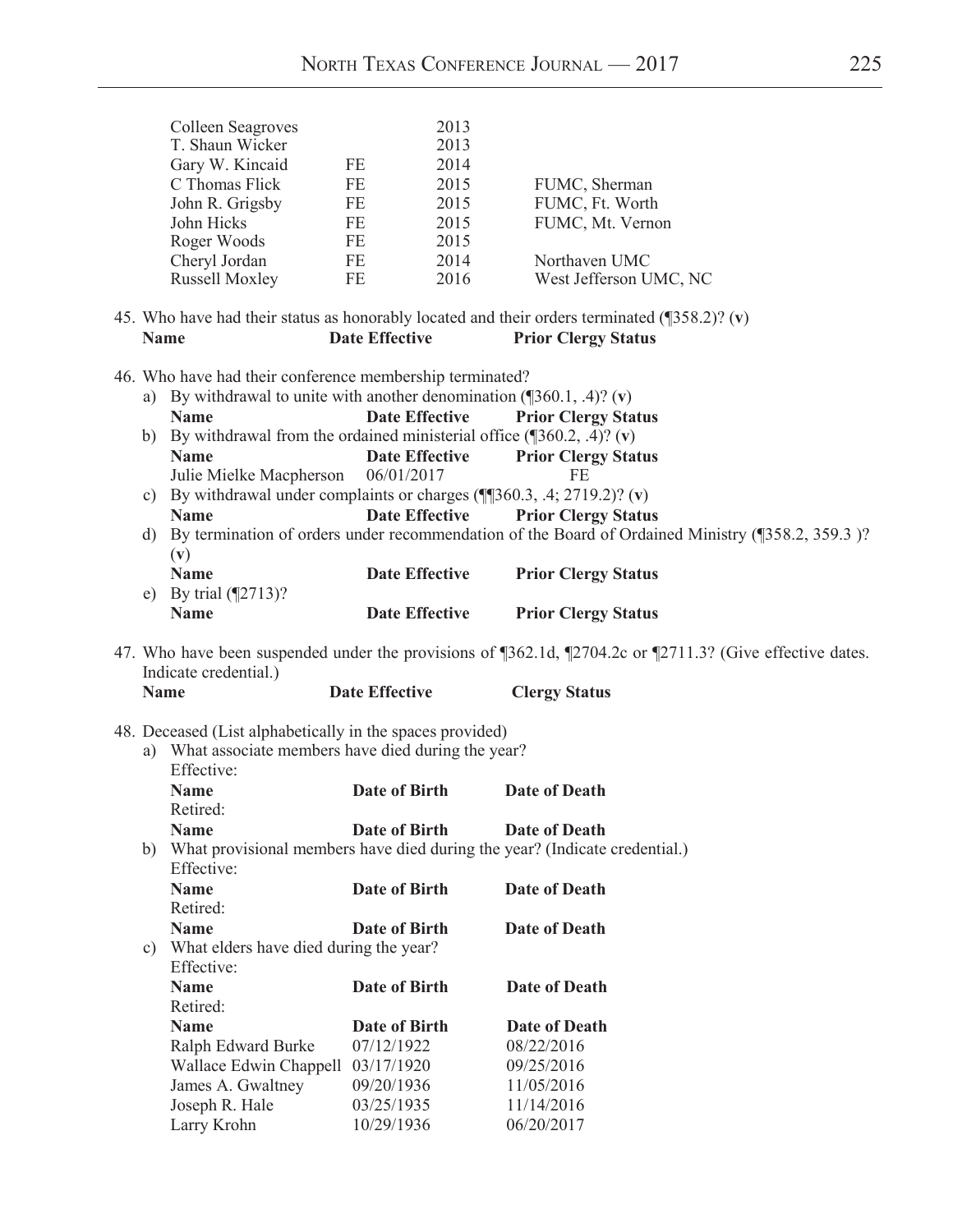| | | | |
|---|---|---|---|
| Colleen Seagroves | | 2013 | |
| T. Shaun Wicker | | 2013 | |
| Gary W. Kincaid | FE | 2014 | |
| C Thomas Flick | FE | 2015 | FUMC, Sherman |
| John R. Grigsby | FE | 2015 | FUMC, Ft. Worth |
| John Hicks | FE | 2015 | FUMC, Mt. Vernon |
| Roger Woods | FE | 2015 | |
| Cheryl Jordan | FE | 2014 | Northaven UMC |
| Russell Moxley | FE | 2016 | West Jefferson UMC, NC |

45. Who have had their status as honorably located and their orders terminated (¶358.2)? (**v**)

| Name | Date Effective | Prior Clergy Status |
|---|---|---|

46. Who have had their conference membership terminated?

a) By withdrawal to unite with another denomination (¶360.1, .4)? (**v**)

| Name | Date Effective | Prior Clergy Status |
|---|---|---|

b) By withdrawal from the ordained ministerial office (¶360.2, .4)? (**v**)

| Name | Date Effective | Prior Clergy Status |
|---|---|---|
| Julie Mielke Macpherson | 06/01/2017 | FE |

c) By withdrawal under complaints or charges (¶¶360.3, .4; 2719.2)? (**v**)

| Name | Date Effective | Prior Clergy Status |
|---|---|---|

d) By termination of orders under recommendation of the Board of Ordained Ministry (¶358.2, 359.3 )? (**v**)

| Name | Date Effective | Prior Clergy Status |
|---|---|---|

e) By trial (¶2713)?

| Name | Date Effective | Prior Clergy Status |
|---|---|---|

47. Who have been suspended under the provisions of ¶362.1d, ¶2704.2c or ¶2711.3? (Give effective dates. Indicate credential.)

| Name | Date Effective | Clergy Status |
|---|---|---|

48. Deceased (List alphabetically in the spaces provided)

a) What associate members have died during the year?

Effective:

| Name | Date of Birth | Date of Death |
|---|---|---|

Retired:

| Name | Date of Birth | Date of Death |
|---|---|---|

b) What provisional members have died during the year? (Indicate credential.)

Effective:

| Name | Date of Birth | Date of Death |
|---|---|---|

Retired:

| Name | Date of Birth | Date of Death |
|---|---|---|

c) What elders have died during the year?

Effective:

| Name | Date of Birth | Date of Death |
|---|---|---|

Retired:

| Name | Date of Birth | Date of Death |
|---|---|---|
| Ralph Edward Burke | 07/12/1922 | 08/22/2016 |
| Wallace Edwin Chappell | 03/17/1920 | 09/25/2016 |
| James A. Gwaltney | 09/20/1936 | 11/05/2016 |
| Joseph R. Hale | 03/25/1935 | 11/14/2016 |
| Larry Krohn | 10/29/1936 | 06/20/2017 |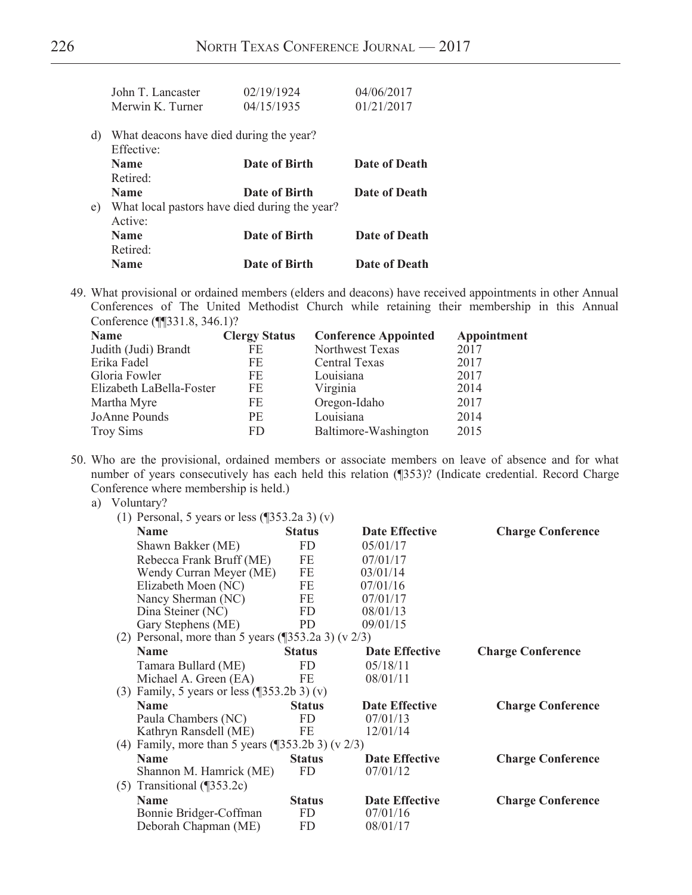| | | |
|---|---|---|
| John T. Lancaster | 02/19/1924 | 04/06/2017 |
| Merwin K. Turner | 04/15/1935 | 01/21/2017 |

d) What deacons have died during the year?

Effective:

| Name | Date of Birth | Date of Death |
|---|---|---|

Retired:

| Name | Date of Birth | Date of Death |
|---|---|---|

e) What local pastors have died during the year?

Active:

| Name | Date of Birth | Date of Death |
|---|---|---|

Retired:

| Name | Date of Birth | Date of Death |
|---|---|---|

49. What provisional or ordained members (elders and deacons) have received appointments in other Annual Conferences of The United Methodist Church while retaining their membership in this Annual Conference (¶¶331.8, 346.1)?

| Name | Clergy Status | Conference Appointed | Appointment |
|---|---|---|---|
| Judith (Judi) Brandt | FE | Northwest Texas | 2017 |
| Erika Fadel | FE | Central Texas | 2017 |
| Gloria Fowler | FE | Louisiana | 2017 |
| Elizabeth LaBella-Foster | FE | Virginia | 2014 |
| Martha Myre | FE | Oregon-Idaho | 2017 |
| JoAnne Pounds | PE | Louisiana | 2014 |
| Troy Sims | FD | Baltimore-Washington | 2015 |

50. Who are the provisional, ordained members or associate members on leave of absence and for what number of years consecutively has each held this relation (¶353)? (Indicate credential. Record Charge Conference where membership is held.)

a) Voluntary?

(1) Personal, 5 years or less (¶353.2a 3) (v)

| Name | Status | Date Effective | Charge Conference |
|---|---|---|---|
| Shawn Bakker (ME) | FD | 05/01/17 | |
| Rebecca Frank Bruff (ME) | FE | 07/01/17 | |
| Wendy Curran Meyer (ME) | FE | 03/01/14 | |
| Elizabeth Moen (NC) | FE | 07/01/16 | |
| Nancy Sherman (NC) | FE | 07/01/17 | |
| Dina Steiner (NC) | FD | 08/01/13 | |
| Gary Stephens (ME) | PD | 09/01/15 | |

(2) Personal, more than 5 years (¶353.2a 3) (v 2/3)

| Name | Status | Date Effective | Charge Conference |
|---|---|---|---|
| Tamara Bullard (ME) | FD | 05/18/11 | |
| Michael A. Green (EA) | FE | 08/01/11 | |

(3) Family, 5 years or less (¶353.2b 3) (v)

| Name | Status | Date Effective | Charge Conference |
|---|---|---|---|
| Paula Chambers (NC) | FD | 07/01/13 | |
| Kathryn Ransdell (ME) | FE | 12/01/14 | |

(4) Family, more than 5 years (¶353.2b 3) (v 2/3)

| Name | Status | Date Effective | Charge Conference |
|---|---|---|---|
| Shannon M. Hamrick (ME) | FD | 07/01/12 | |

(5) Transitional (¶353.2c)

| Name | Status | Date Effective | Charge Conference |
|---|---|---|---|
| Bonnie Bridger-Coffman | FD | 07/01/16 | |
| Deborah Chapman (ME) | FD | 08/01/17 | |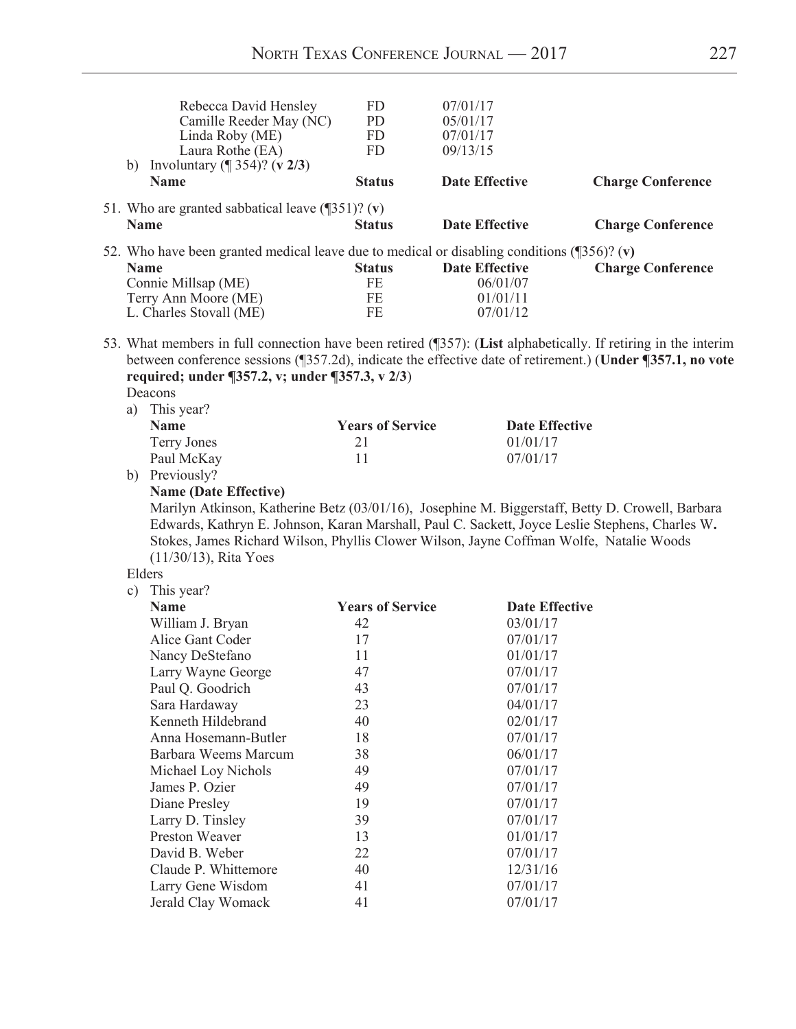| | | |
|---|---|---|
| Rebecca David Hensley | FD | 07/01/17 |
| Camille Reeder May (NC) | PD | 05/01/17 |
| Linda Roby (ME) | FD | 07/01/17 |
| Laura Rothe (EA) | FD | 09/13/15 |

b) Involuntary (¶ 354)? (**v 2/3**)

| Name | Status | Date Effective | Charge Conference |
|---|---|---|---|

51. Who are granted sabbatical leave (¶351)? (**v**)

| Name | Status | Date Effective | Charge Conference |
|---|---|---|---|

52. Who have been granted medical leave due to medical or disabling conditions (¶356)? (**v**)

| Name | Status | Date Effective | Charge Conference |
|---|---|---|---|
| Connie Millsap (ME) | FE | 06/01/07 | |
| Terry Ann Moore (ME) | FE | 01/01/11 | |
| L. Charles Stovall (ME) | FE | 07/01/12 | |

53. What members in full connection have been retired (¶357): (**List** alphabetically. If retiring in the interim between conference sessions (¶357.2d), indicate the effective date of retirement.) (**Under ¶357.1, no vote required; under ¶357.2, v; under ¶357.3, v 2/3**)

Deacons

a) This year?

| Name | Years of Service | Date Effective |
|---|---|---|
| Terry Jones | 21 | 01/01/17 |
| Paul McKay | 11 | 07/01/17 |

b) Previously?

**Name (Date Effective)**

Marilyn Atkinson, Katherine Betz (03/01/16), Josephine M. Biggerstaff, Betty D. Crowell, Barbara Edwards, Kathryn E. Johnson, Karan Marshall, Paul C. Sackett, Joyce Leslie Stephens, Charles W. Stokes, James Richard Wilson, Phyllis Clower Wilson, Jayne Coffman Wolfe, Natalie Woods (11/30/13), Rita Yoes

Elders

c) This year?

| Name | Years of Service | Date Effective |
|---|---|---|
| William J. Bryan | 42 | 03/01/17 |
| Alice Gant Coder | 17 | 07/01/17 |
| Nancy DeStefano | 11 | 01/01/17 |
| Larry Wayne George | 47 | 07/01/17 |
| Paul Q. Goodrich | 43 | 07/01/17 |
| Sara Hardaway | 23 | 04/01/17 |
| Kenneth Hildebrand | 40 | 02/01/17 |
| Anna Hosemann-Butler | 18 | 07/01/17 |
| Barbara Weems Marcum | 38 | 06/01/17 |
| Michael Loy Nichols | 49 | 07/01/17 |
| James P. Ozier | 49 | 07/01/17 |
| Diane Presley | 19 | 07/01/17 |
| Larry D. Tinsley | 39 | 07/01/17 |
| Preston Weaver | 13 | 01/01/17 |
| David B. Weber | 22 | 07/01/17 |
| Claude P. Whittemore | 40 | 12/31/16 |
| Larry Gene Wisdom | 41 | 07/01/17 |
| Jerald Clay Womack | 41 | 07/01/17 |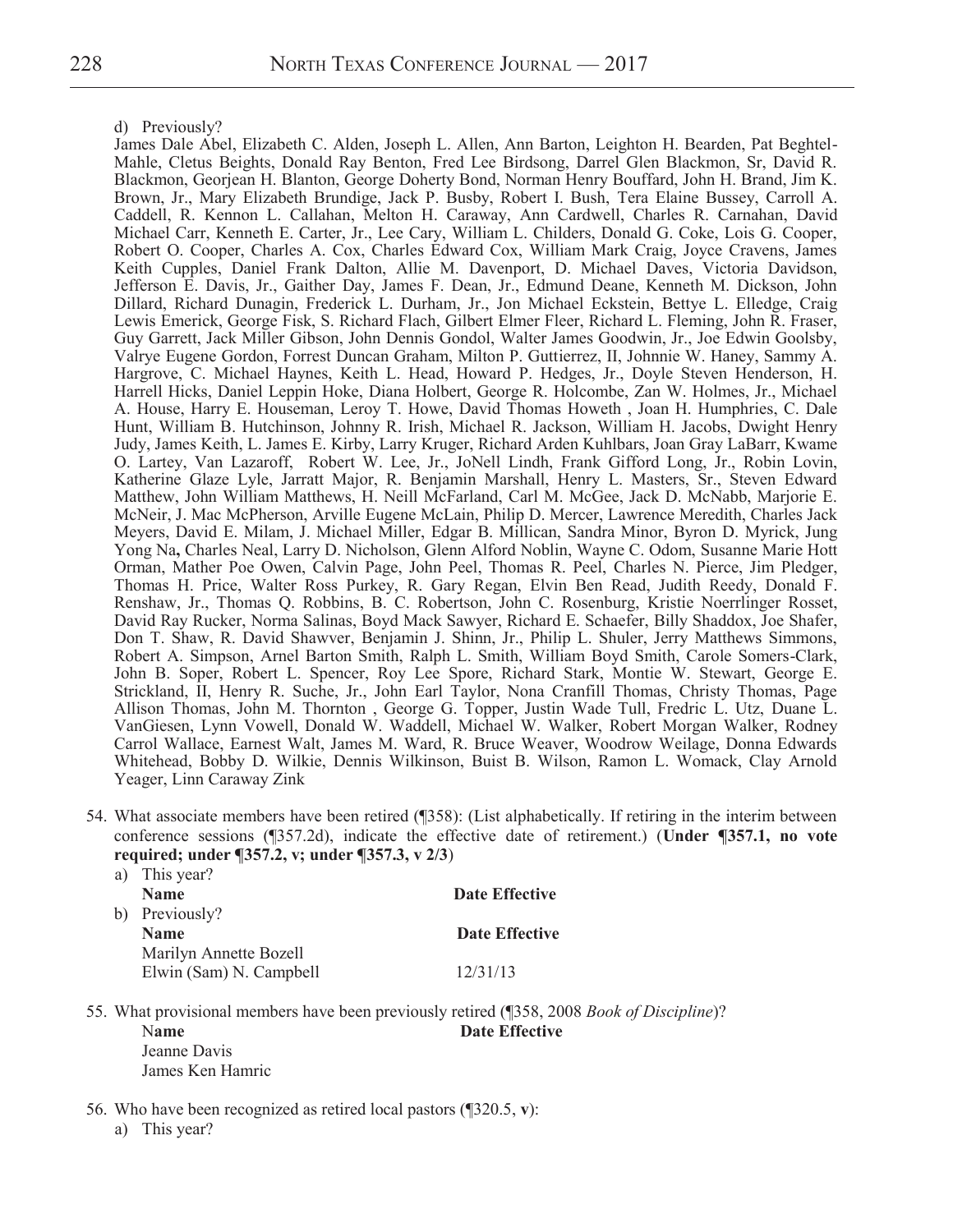d) Previously?

James Dale Abel, Elizabeth C. Alden, Joseph L. Allen, Ann Barton, Leighton H. Bearden, Pat Beghtel-Mahle, Cletus Beights, Donald Ray Benton, Fred Lee Birdsong, Darrel Glen Blackmon, Sr, David R. Blackmon, Georjean H. Blanton, George Doherty Bond, Norman Henry Bouffard, John H. Brand, Jim K. Brown, Jr., Mary Elizabeth Brundige, Jack P. Busby, Robert I. Bush, Tera Elaine Bussey, Carroll A. Caddell, R. Kennon L. Callahan, Melton H. Caraway, Ann Cardwell, Charles R. Carnahan, David Michael Carr, Kenneth E. Carter, Jr., Lee Cary, William L. Childers, Donald G. Coke, Lois G. Cooper, Robert O. Cooper, Charles A. Cox, Charles Edward Cox, William Mark Craig, Joyce Cravens, James Keith Cupples, Daniel Frank Dalton, Allie M. Davenport, D. Michael Daves, Victoria Davidson, Jefferson E. Davis, Jr., Gaither Day, James F. Dean, Jr., Edmund Deane, Kenneth M. Dickson, John Dillard, Richard Dunagin, Frederick L. Durham, Jr., Jon Michael Eckstein, Bettye L. Elledge, Craig Lewis Emerick, George Fisk, S. Richard Flach, Gilbert Elmer Fleer, Richard L. Fleming, John R. Fraser, Guy Garrett, Jack Miller Gibson, John Dennis Gondol, Walter James Goodwin, Jr., Joe Edwin Goolsby, Valrye Eugene Gordon, Forrest Duncan Graham, Milton P. Guttierrez, II, Johnnie W. Haney, Sammy A. Hargrove, C. Michael Haynes, Keith L. Head, Howard P. Hedges, Jr., Doyle Steven Henderson, H. Harrell Hicks, Daniel Leppin Hoke, Diana Holbert, George R. Holcombe, Zan W. Holmes, Jr., Michael A. House, Harry E. Houseman, Leroy T. Howe, David Thomas Howeth , Joan H. Humphries, C. Dale Hunt, William B. Hutchinson, Johnny R. Irish, Michael R. Jackson, William H. Jacobs, Dwight Henry Judy, James Keith, L. James E. Kirby, Larry Kruger, Richard Arden Kuhlbars, Joan Gray LaBarr, Kwame O. Lartey, Van Lazaroff, Robert W. Lee, Jr., JoNell Lindh, Frank Gifford Long, Jr., Robin Lovin, Katherine Glaze Lyle, Jarratt Major, R. Benjamin Marshall, Henry L. Masters, Sr., Steven Edward Matthew, John William Matthews, H. Neill McFarland, Carl M. McGee, Jack D. McNabb, Marjorie E. McNeir, J. Mac McPherson, Arville Eugene McLain, Philip D. Mercer, Lawrence Meredith, Charles Jack Meyers, David E. Milam, J. Michael Miller, Edgar B. Millican, Sandra Minor, Byron D. Myrick, Jung Yong Na**,** Charles Neal, Larry D. Nicholson, Glenn Alford Noblin, Wayne C. Odom, Susanne Marie Hott Orman, Mather Poe Owen, Calvin Page, John Peel, Thomas R. Peel, Charles N. Pierce, Jim Pledger, Thomas H. Price, Walter Ross Purkey, R. Gary Regan, Elvin Ben Read, Judith Reedy, Donald F. Renshaw, Jr., Thomas Q. Robbins, B. C. Robertson, John C. Rosenburg, Kristie Noerrlinger Rosset, David Ray Rucker, Norma Salinas, Boyd Mack Sawyer, Richard E. Schaefer, Billy Shaddox, Joe Shafer, Don T. Shaw, R. David Shawver, Benjamin J. Shinn, Jr., Philip L. Shuler, Jerry Matthews Simmons, Robert A. Simpson, Arnel Barton Smith, Ralph L. Smith, William Boyd Smith, Carole Somers-Clark, John B. Soper, Robert L. Spencer, Roy Lee Spore, Richard Stark, Montie W. Stewart, George E. Strickland, II, Henry R. Suche, Jr., John Earl Taylor, Nona Cranfill Thomas, Christy Thomas, Page Allison Thomas, John M. Thornton , George G. Topper, Justin Wade Tull, Fredric L. Utz, Duane L. VanGiesen, Lynn Vowell, Donald W. Waddell, Michael W. Walker, Robert Morgan Walker, Rodney Carrol Wallace, Earnest Walt, James M. Ward, R. Bruce Weaver, Woodrow Weilage, Donna Edwards Whitehead, Bobby D. Wilkie, Dennis Wilkinson, Buist B. Wilson, Ramon L. Womack, Clay Arnold Yeager, Linn Caraway Zink

54. What associate members have been retired (¶358): (List alphabetically. If retiring in the interim between conference sessions (¶357.2d), indicate the effective date of retirement.) (**Under ¶357.1, no vote required; under ¶357.2, v; under ¶357.3, v 2/3**)

    a) This year?

    | Name | Date Effective |
    |---|---|

    b) Previously?

    | Name | Date Effective |
    |---|---|
    | Marilyn Annette Bozell | |
    | Elwin (Sam) N. Campbell | 12/31/13 |

55. What provisional members have been previously retired (¶358, 2008 *Book of Discipline*)?

    | Name | Date Effective |
    |---|---|
    | Jeanne Davis | |
    | James Ken Hamric | |

56. Who have been recognized as retired local pastors (¶320.5, **v**):

    a) This year?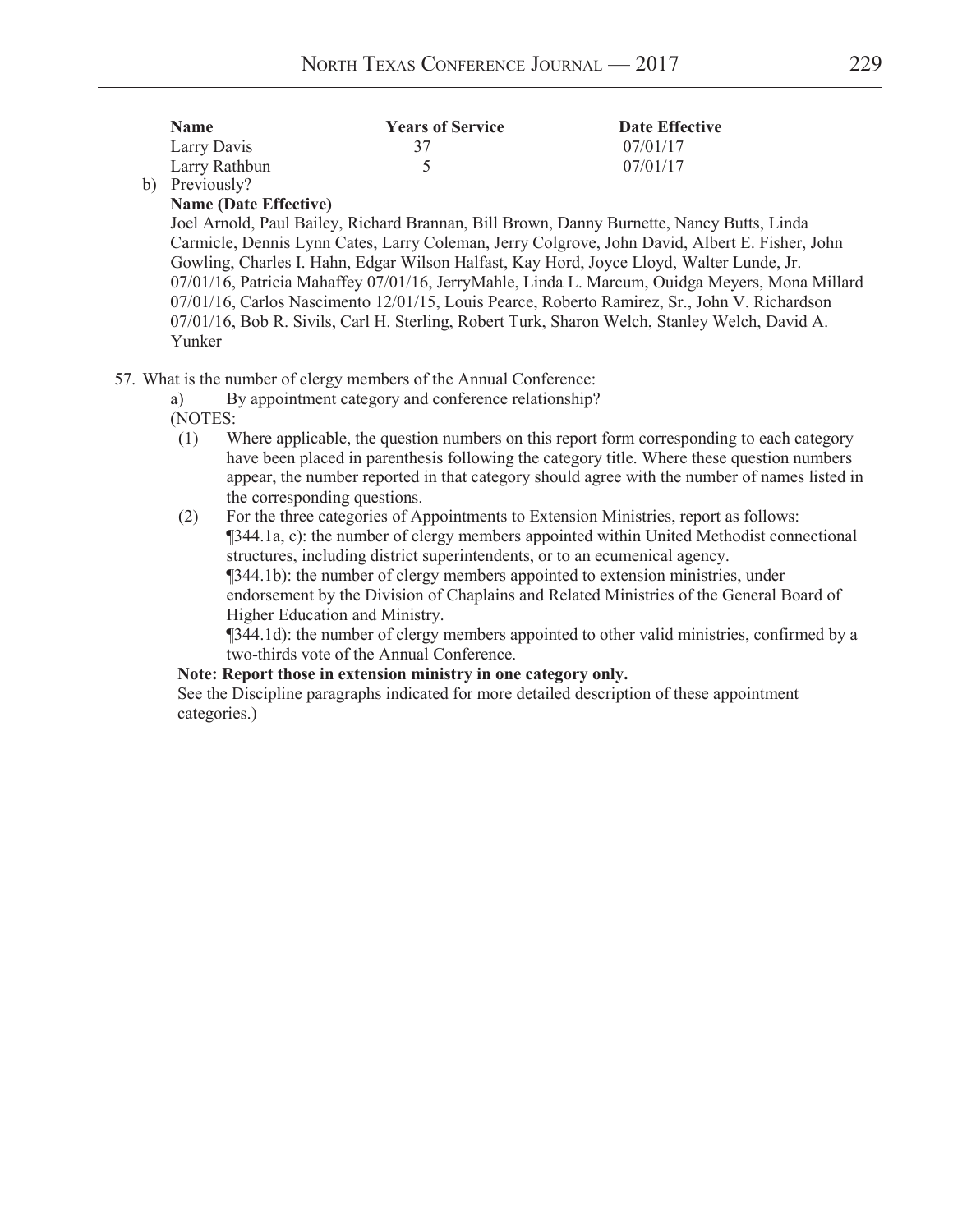| Name | Years of Service | Date Effective |
|---|---|---|
| Larry Davis | 37 | 07/01/17 |
| Larry Rathbun | 5 | 07/01/17 |

b) Previously?

**Name (Date Effective)**

Joel Arnold, Paul Bailey, Richard Brannan, Bill Brown, Danny Burnette, Nancy Butts, Linda Carmicle, Dennis Lynn Cates, Larry Coleman, Jerry Colgrove, John David, Albert E. Fisher, John Gowling, Charles I. Hahn, Edgar Wilson Halfast, Kay Hord, Joyce Lloyd, Walter Lunde, Jr. 07/01/16, Patricia Mahaffey 07/01/16, JerryMahle, Linda L. Marcum, Ouidga Meyers, Mona Millard 07/01/16, Carlos Nascimento 12/01/15, Louis Pearce, Roberto Ramirez, Sr., John V. Richardson 07/01/16, Bob R. Sivils, Carl H. Sterling, Robert Turk, Sharon Welch, Stanley Welch, David A. Yunker

57. What is the number of clergy members of the Annual Conference:

a) By appointment category and conference relationship?

(NOTES:

(1) Where applicable, the question numbers on this report form corresponding to each category have been placed in parenthesis following the category title. Where these question numbers appear, the number reported in that category should agree with the number of names listed in the corresponding questions.

(2) For the three categories of Appointments to Extension Ministries, report as follows:
¶344.1a, c): the number of clergy members appointed within United Methodist connectional structures, including district superintendents, or to an ecumenical agency.
¶344.1b): the number of clergy members appointed to extension ministries, under endorsement by the Division of Chaplains and Related Ministries of the General Board of Higher Education and Ministry.
¶344.1d): the number of clergy members appointed to other valid ministries, confirmed by a two-thirds vote of the Annual Conference.

**Note: Report those in extension ministry in one category only.**

See the Discipline paragraphs indicated for more detailed description of these appointment categories.)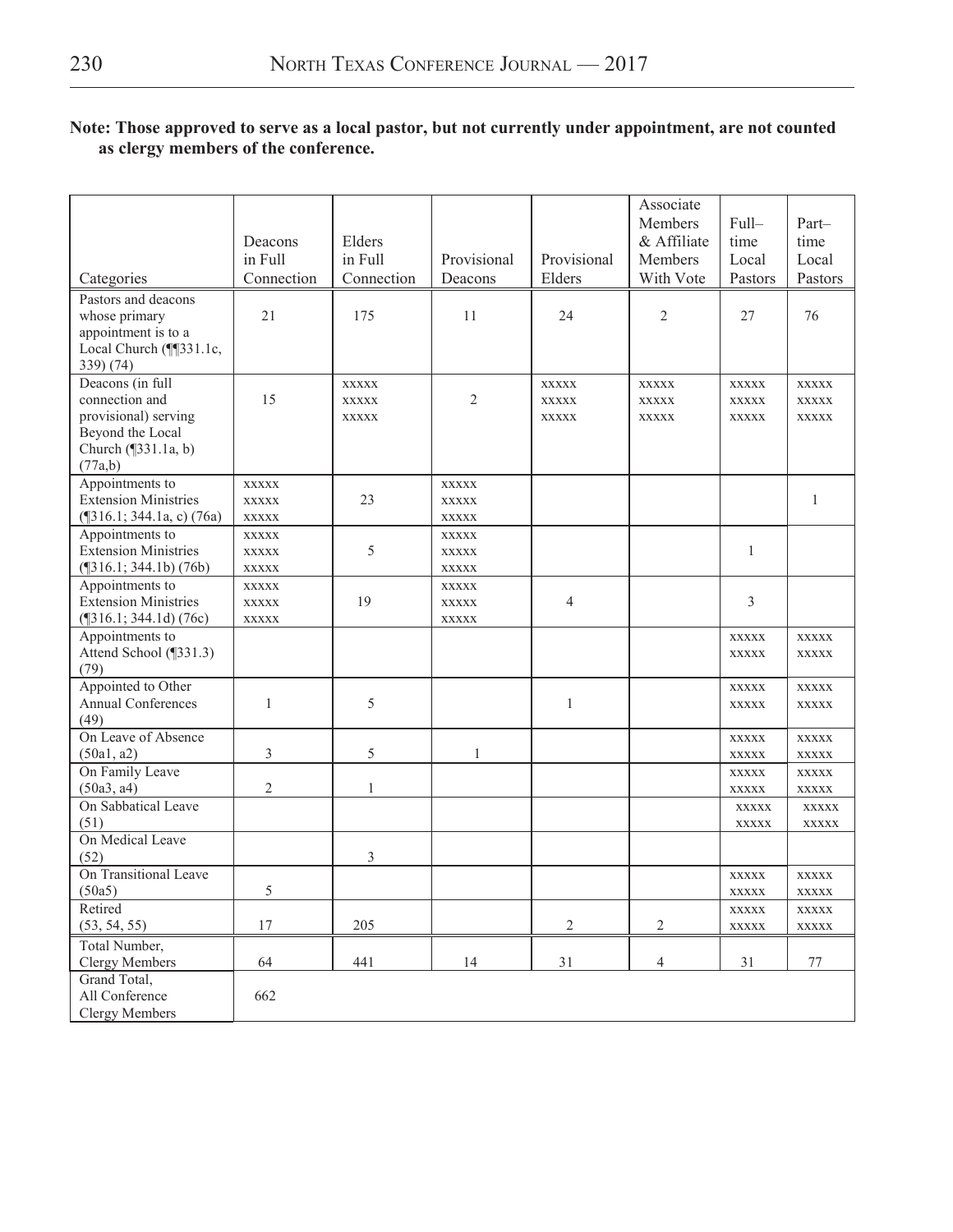**Note: Those approved to serve as a local pastor, but not currently under appointment, are not counted as clergy members of the conference.**

| Categories | Deacons in Full Connection | Elders in Full Connection | Provisional Deacons | Provisional Elders | Associate Members & Affiliate Members With Vote | Full–time Local Pastors | Part–time Local Pastors |
|---|---|---|---|---|---|---|---|
| Pastors and deacons whose primary appointment is to a Local Church (¶¶331.1c, 339) (74) | 21 | 175 | 11 | 24 | 2 | 27 | 76 |
| Deacons (in full connection and provisional) serving Beyond the Local Church (¶331.1a, b) (77a,b) | 15 | xxxxx xxxxx xxxxx | 2 | xxxxx xxxxx xxxxx | xxxxx xxxxx xxxxx | xxxxx xxxxx xxxxx | xxxxx xxxxx xxxxx |
| Appointments to Extension Ministries (¶316.1; 344.1a, c) (76a) | xxxxx xxxxx xxxxx | 23 | xxxxx xxxxx xxxxx | | | | 1 |
| Appointments to Extension Ministries (¶316.1; 344.1b) (76b) | xxxxx xxxxx xxxxx | 5 | xxxxx xxxxx xxxxx | | | 1 | |
| Appointments to Extension Ministries (¶316.1; 344.1d) (76c) | xxxxx xxxxx xxxxx | 19 | xxxxx xxxxx xxxxx | 4 | | 3 | |
| Appointments to Attend School (¶331.3) (79) | | | | | | xxxxx xxxxx | xxxxx xxxxx |
| Appointed to Other Annual Conferences (49) | 1 | 5 | | 1 | | xxxxx xxxxx | xxxxx xxxxx |
| On Leave of Absence (50a1, a2) | 3 | 5 | 1 | | | xxxxx xxxxx | xxxxx xxxxx |
| On Family Leave (50a3, a4) | 2 | 1 | | | | xxxxx xxxxx | xxxxx xxxxx |
| On Sabbatical Leave (51) | | | | | | xxxxx xxxxx | xxxxx xxxxx |
| On Medical Leave (52) | | 3 | | | | | |
| On Transitional Leave (50a5) | 5 | | | | | xxxxx xxxxx | xxxxx xxxxx |
| Retired (53, 54, 55) | 17 | 205 | | 2 | 2 | xxxxx xxxxx | xxxxx xxxxx |
| Total Number, Clergy Members | 64 | 441 | 14 | 31 | 4 | 31 | 77 |
| Grand Total, All Conference Clergy Members | 662 | | | | | | |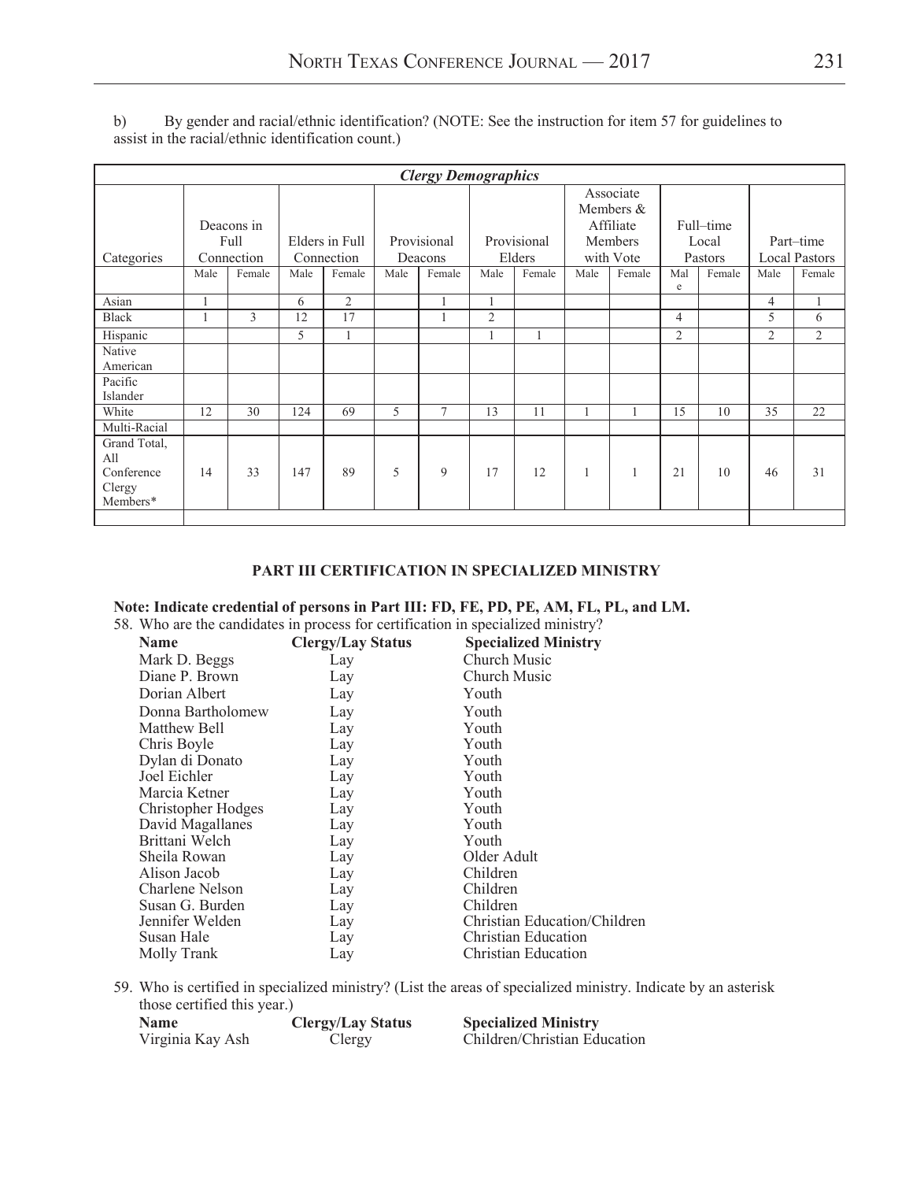b) By gender and racial/ethnic identification? (NOTE: See the instruction for item 57 for guidelines to assist in the racial/ethnic identification count.)

| *Clergy Demographics* | | | | | | | | | | | | | | | | |
|---|---|---|---|---|---|---|---|---|---|---|---|---|---|---|---|---|
| Categories | Deacons in Full Connection | | Elders in Full Connection | | Provisional Deacons | | Provisional Elders | | Associate Members & Affiliate Members with Vote | | Full–time Local Pastors | | Part–time Local Pastors | |
| | Male | Female | Male | Female | Male | Female | Male | Female | Male | Female | Male | Female | Male | Female |
| Asian | 1 | | 6 | 2 | | 1 | 1 | | | | | | 4 | 1 |
| Black | 1 | 3 | 12 | 17 | | 1 | 2 | | | | 4 | | 5 | 6 |
| Hispanic | | | 5 | 1 | | | 1 | 1 | | | 2 | | 2 | 2 |
| Native American | | | | | | | | | | | | | | |
| Pacific Islander | | | | | | | | | | | | | | |
| White | 12 | 30 | 124 | 69 | 5 | 7 | 13 | 11 | 1 | 1 | 15 | 10 | 35 | 22 |
| Multi-Racial | | | | | | | | | | | | | | |
| Grand Total, All Conference Clergy Members* | 14 | 33 | 147 | 89 | 5 | 9 | 17 | 12 | 1 | 1 | 21 | 10 | 46 | 31 |

**PART III CERTIFICATION IN SPECIALIZED MINISTRY**

**Note: Indicate credential of persons in Part III: FD, FE, PD, PE, AM, FL, PL, and LM.**

58. Who are the candidates in process for certification in specialized ministry?

| Name | Clergy/Lay Status | Specialized Ministry |
|---|---|---|
| Mark D. Beggs | Lay | Church Music |
| Diane P. Brown | Lay | Church Music |
| Dorian Albert | Lay | Youth |
| Donna Bartholomew | Lay | Youth |
| Matthew Bell | Lay | Youth |
| Chris Boyle | Lay | Youth |
| Dylan di Donato | Lay | Youth |
| Joel Eichler | Lay | Youth |
| Marcia Ketner | Lay | Youth |
| Christopher Hodges | Lay | Youth |
| David Magallanes | Lay | Youth |
| Brittani Welch | Lay | Youth |
| Sheila Rowan | Lay | Older Adult |
| Alison Jacob | Lay | Children |
| Charlene Nelson | Lay | Children |
| Susan G. Burden | Lay | Children |
| Jennifer Welden | Lay | Christian Education/Children |
| Susan Hale | Lay | Christian Education |
| Molly Trank | Lay | Christian Education |

59. Who is certified in specialized ministry? (List the areas of specialized ministry. Indicate by an asterisk those certified this year.)

| Name | Clergy/Lay Status | Specialized Ministry |
|---|---|---|
| Virginia Kay Ash | Clergy | Children/Christian Education |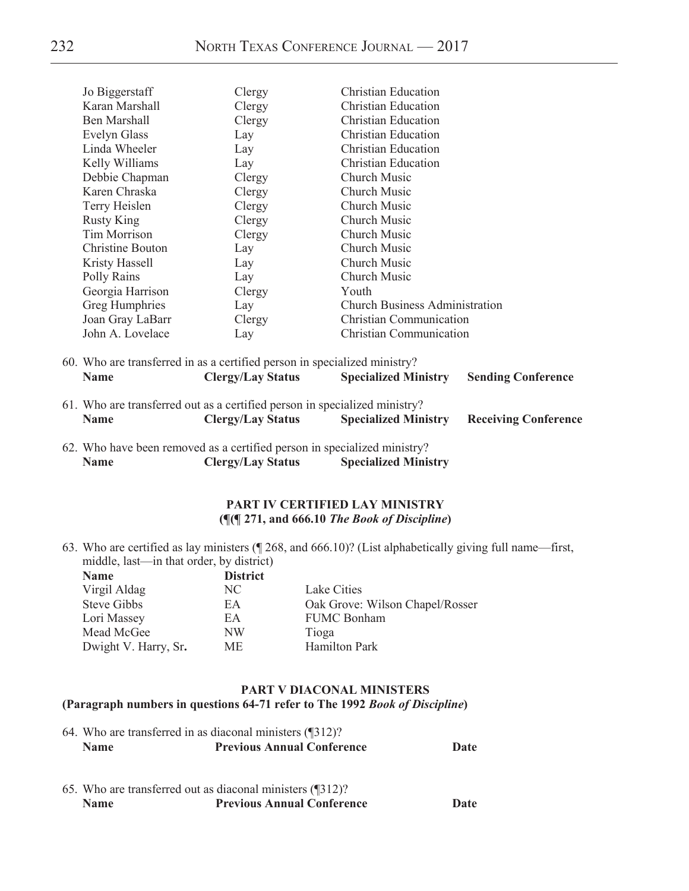| | | |
|---|---|---|
| Jo Biggerstaff | Clergy | Christian Education |
| Karan Marshall | Clergy | Christian Education |
| Ben Marshall | Clergy | Christian Education |
| Evelyn Glass | Lay | Christian Education |
| Linda Wheeler | Lay | Christian Education |
| Kelly Williams | Lay | Christian Education |
| Debbie Chapman | Clergy | Church Music |
| Karen Chraska | Clergy | Church Music |
| Terry Heislen | Clergy | Church Music |
| Rusty King | Clergy | Church Music |
| Tim Morrison | Clergy | Church Music |
| Christine Bouton | Lay | Church Music |
| Kristy Hassell | Lay | Church Music |
| Polly Rains | Lay | Church Music |
| Georgia Harrison | Clergy | Youth |
| Greg Humphries | Lay | Church Business Administration |
| Joan Gray LaBarr | Clergy | Christian Communication |
| John A. Lovelace | Lay | Christian Communication |

60. Who are transferred in as a certified person in specialized ministry?

| Name | Clergy/Lay Status | Specialized Ministry | Sending Conference |
|---|---|---|---|

61. Who are transferred out as a certified person in specialized ministry?

| Name | Clergy/Lay Status | Specialized Ministry | Receiving Conference |
|---|---|---|---|

62. Who have been removed as a certified person in specialized ministry?

| Name | Clergy/Lay Status | Specialized Ministry |
|---|---|---|

## PART IV CERTIFIED LAY MINISTRY
### (¶(¶ 271, and 666.10 *The Book of Discipline*)

63. Who are certified as lay ministers (¶ 268, and 666.10)? (List alphabetically giving full name—first, middle, last—in that order, by district)

| Name | District | |
|---|---|---|
| Virgil Aldag | NC | Lake Cities |
| Steve Gibbs | EA | Oak Grove: Wilson Chapel/Rosser |
| Lori Massey | EA | FUMC Bonham |
| Mead McGee | NW | Tioga |
| Dwight V. Harry, Sr. | ME | Hamilton Park |

## PART V DIACONAL MINISTERS
### (Paragraph numbers in questions 64-71 refer to The 1992 *Book of Discipline*)

64. Who are transferred in as diaconal ministers (¶312)?

| Name | Previous Annual Conference | Date |
|---|---|---|

65. Who are transferred out as diaconal ministers (¶312)?

| Name | Previous Annual Conference | Date |
|---|---|---|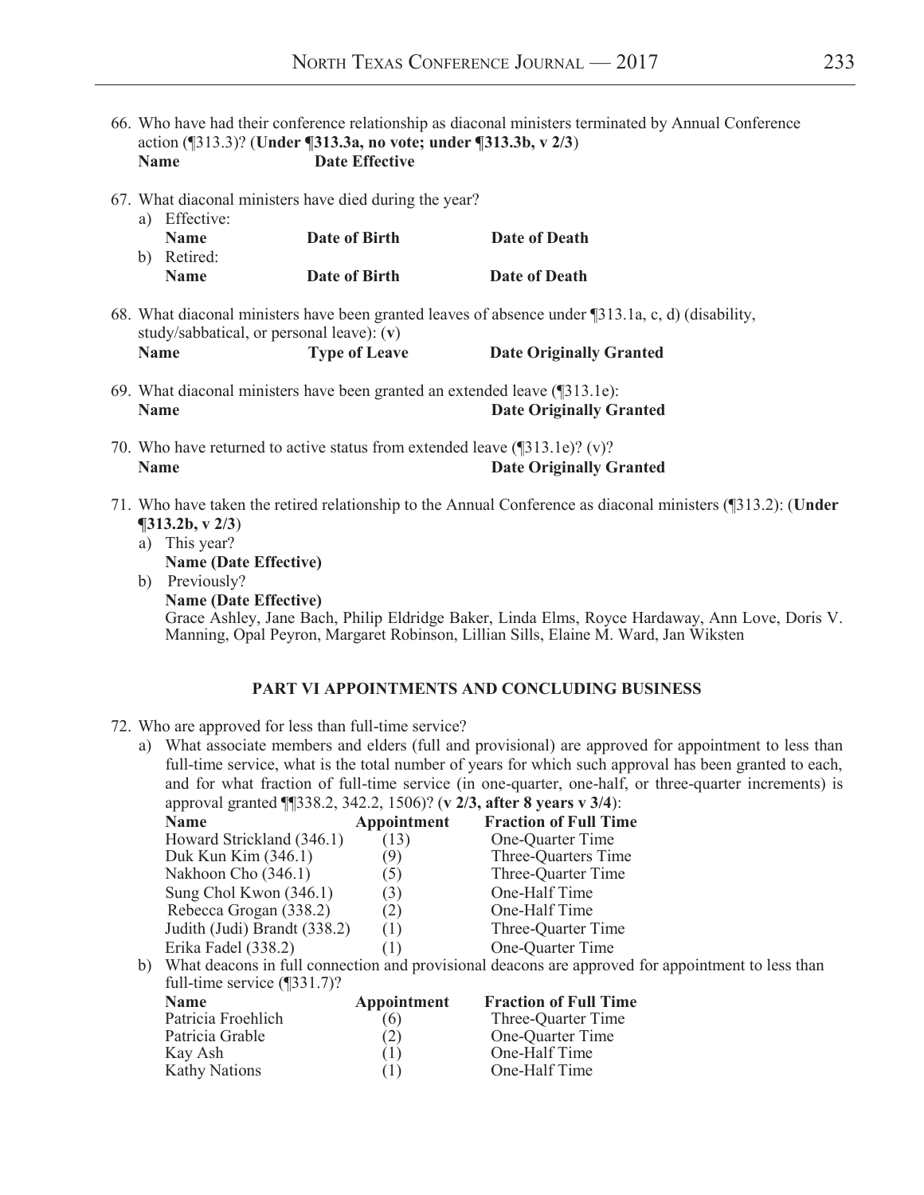66. Who have had their conference relationship as diaconal ministers terminated by Annual Conference action (¶313.3)? (**Under ¶313.3a, no vote; under ¶313.3b, v 2/3**)

| Name | Date Effective |
| --- | --- |

67. What diaconal ministers have died during the year?

a) Effective:

| Name | Date of Birth | Date of Death |
| --- | --- | --- |

b) Retired:

| Name | Date of Birth | Date of Death |
| --- | --- | --- |

68. What diaconal ministers have been granted leaves of absence under ¶313.1a, c, d) (disability, study/sabbatical, or personal leave): (**v**)

| Name | Type of Leave | Date Originally Granted |
| --- | --- | --- |

69. What diaconal ministers have been granted an extended leave (¶313.1e):

| Name | Date Originally Granted |
| --- | --- |

70. Who have returned to active status from extended leave (¶313.1e)? (v)?

| Name | Date Originally Granted |
| --- | --- |

71. Who have taken the retired relationship to the Annual Conference as diaconal ministers (¶313.2): (**Under ¶313.2b, v 2/3**)

a) This year?

**Name (Date Effective)**

b) Previously?

**Name (Date Effective)**

Grace Ashley, Jane Bach, Philip Eldridge Baker, Linda Elms, Royce Hardaway, Ann Love, Doris V. Manning, Opal Peyron, Margaret Robinson, Lillian Sills, Elaine M. Ward, Jan Wiksten

## PART VI APPOINTMENTS AND CONCLUDING BUSINESS

72. Who are approved for less than full-time service?

a) What associate members and elders (full and provisional) are approved for appointment to less than full-time service, what is the total number of years for which such approval has been granted to each, and for what fraction of full-time service (in one-quarter, one-half, or three-quarter increments) is approval granted ¶¶338.2, 342.2, 1506)? (**v 2/3, after 8 years v 3/4**):

| Name | Appointment | Fraction of Full Time |
| --- | --- | --- |
| Howard Strickland (346.1) | (13) | One-Quarter Time |
| Duk Kun Kim (346.1) | (9) | Three-Quarters Time |
| Nakhoon Cho (346.1) | (5) | Three-Quarter Time |
| Sung Chol Kwon (346.1) | (3) | One-Half Time |
| Rebecca Grogan (338.2) | (2) | One-Half Time |
| Judith (Judi) Brandt (338.2) | (1) | Three-Quarter Time |
| Erika Fadel (338.2) | (1) | One-Quarter Time |

b) What deacons in full connection and provisional deacons are approved for appointment to less than full-time service (¶331.7)?

| Name | Appointment | Fraction of Full Time |
| --- | --- | --- |
| Patricia Froehlich | (6) | Three-Quarter Time |
| Patricia Grable | (2) | One-Quarter Time |
| Kay Ash | (1) | One-Half Time |
| Kathy Nations | (1) | One-Half Time |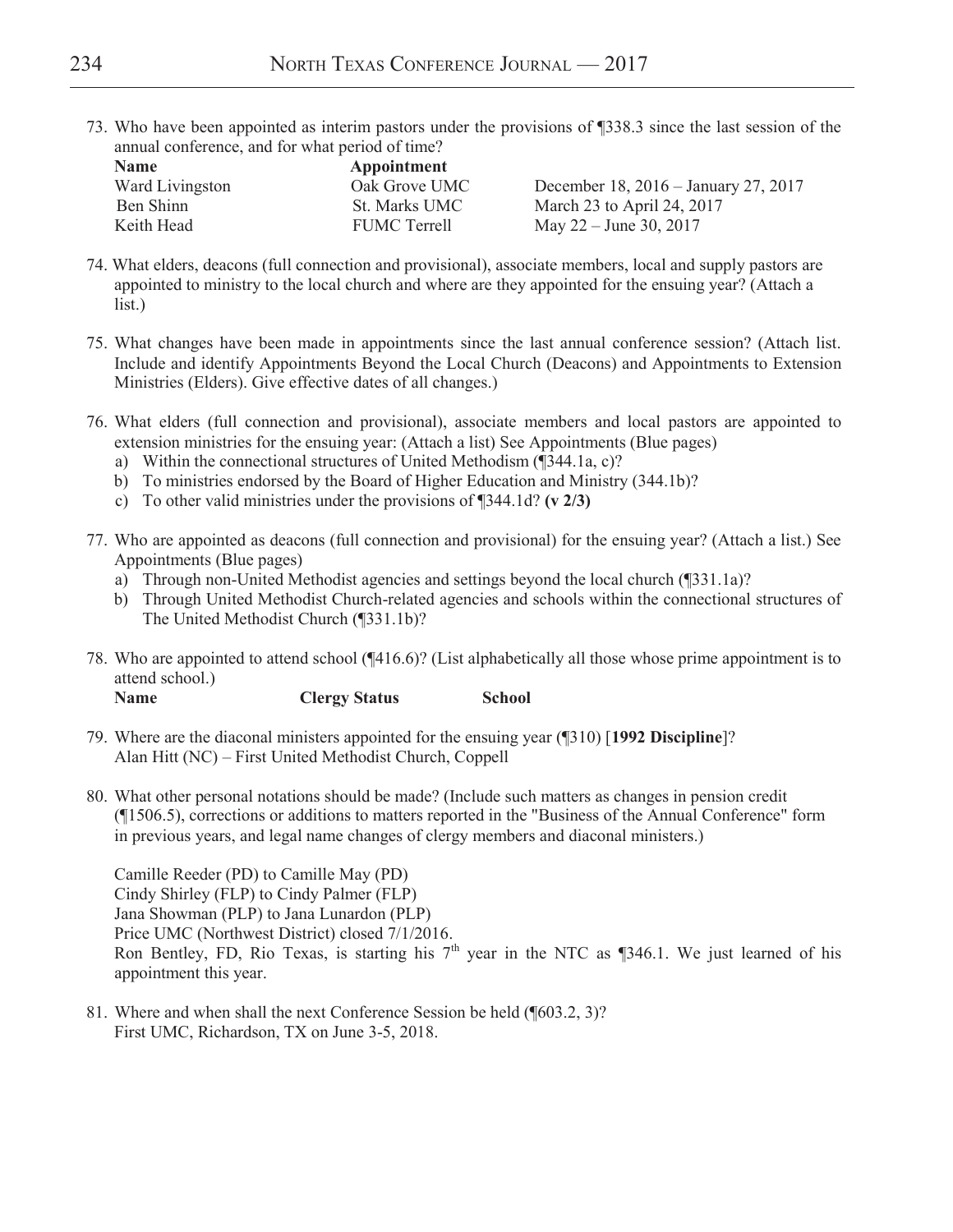73. Who have been appointed as interim pastors under the provisions of ¶338.3 since the last session of the annual conference, and for what period of time?

| Name | Appointment | |
|---|---|---|
| Ward Livingston | Oak Grove UMC | December 18, 2016 – January 27, 2017 |
| Ben Shinn | St. Marks UMC | March 23 to April 24, 2017 |
| Keith Head | FUMC Terrell | May 22 – June 30, 2017 |

74. What elders, deacons (full connection and provisional), associate members, local and supply pastors are appointed to ministry to the local church and where are they appointed for the ensuing year? (Attach a list.)

75. What changes have been made in appointments since the last annual conference session? (Attach list. Include and identify Appointments Beyond the Local Church (Deacons) and Appointments to Extension Ministries (Elders). Give effective dates of all changes.)

76. What elders (full connection and provisional), associate members and local pastors are appointed to extension ministries for the ensuing year: (Attach a list) See Appointments (Blue pages)
    a) Within the connectional structures of United Methodism (¶344.1a, c)?
    b) To ministries endorsed by the Board of Higher Education and Ministry (344.1b)?
    c) To other valid ministries under the provisions of ¶344.1d? **(v 2/3)**

77. Who are appointed as deacons (full connection and provisional) for the ensuing year? (Attach a list.) See Appointments (Blue pages)
    a) Through non-United Methodist agencies and settings beyond the local church (¶331.1a)?
    b) Through United Methodist Church-related agencies and schools within the connectional structures of The United Methodist Church (¶331.1b)?

78. Who are appointed to attend school (¶416.6)? (List alphabetically all those whose prime appointment is to attend school.)

| Name | Clergy Status | School |
|---|---|---|

79. Where are the diaconal ministers appointed for the ensuing year (¶310) [**1992 Discipline**]?
    Alan Hitt (NC) – First United Methodist Church, Coppell

80. What other personal notations should be made? (Include such matters as changes in pension credit (¶1506.5), corrections or additions to matters reported in the "Business of the Annual Conference" form in previous years, and legal name changes of clergy members and diaconal ministers.)

    Camille Reeder (PD) to Camille May (PD)
    Cindy Shirley (FLP) to Cindy Palmer (FLP)
    Jana Showman (PLP) to Jana Lunardon (PLP)
    Price UMC (Northwest District) closed 7/1/2016.
    Ron Bentley, FD, Rio Texas, is starting his 7th year in the NTC as ¶346.1. We just learned of his appointment this year.

81. Where and when shall the next Conference Session be held (¶603.2, 3)?
    First UMC, Richardson, TX on June 3-5, 2018.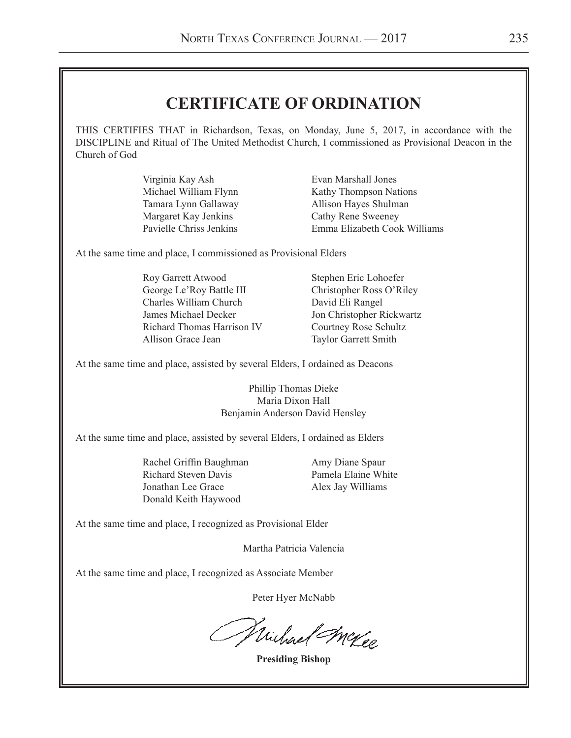# CERTIFICATE OF ORDINATION

THIS CERTIFIES THAT in Richardson, Texas, on Monday, June 5, 2017, in accordance with the DISCIPLINE and Ritual of The United Methodist Church, I commissioned as Provisional Deacon in the Church of God

Virginia Kay Ash
Michael William Flynn
Tamara Lynn Gallaway
Margaret Kay Jenkins
Pavielle Chriss Jenkins
Evan Marshall Jones
Kathy Thompson Nations
Allison Hayes Shulman
Cathy Rene Sweeney
Emma Elizabeth Cook Williams

At the same time and place, I commissioned as Provisional Elders

Roy Garrett Atwood
George Le'Roy Battle III
Charles William Church
James Michael Decker
Richard Thomas Harrison IV
Allison Grace Jean
Stephen Eric Lohoefer
Christopher Ross O'Riley
David Eli Rangel
Jon Christopher Rickwartz
Courtney Rose Schultz
Taylor Garrett Smith

At the same time and place, assisted by several Elders, I ordained as Deacons

Phillip Thomas Dieke
Maria Dixon Hall
Benjamin Anderson David Hensley

At the same time and place, assisted by several Elders, I ordained as Elders

Rachel Griffin Baughman
Richard Steven Davis
Jonathan Lee Grace
Donald Keith Haywood
Amy Diane Spaur
Pamela Elaine White
Alex Jay Williams

At the same time and place, I recognized as Provisional Elder

Martha Patricia Valencia

At the same time and place, I recognized as Associate Member

Peter Hyer McNabb

Michael McKee

**Presiding Bishop**